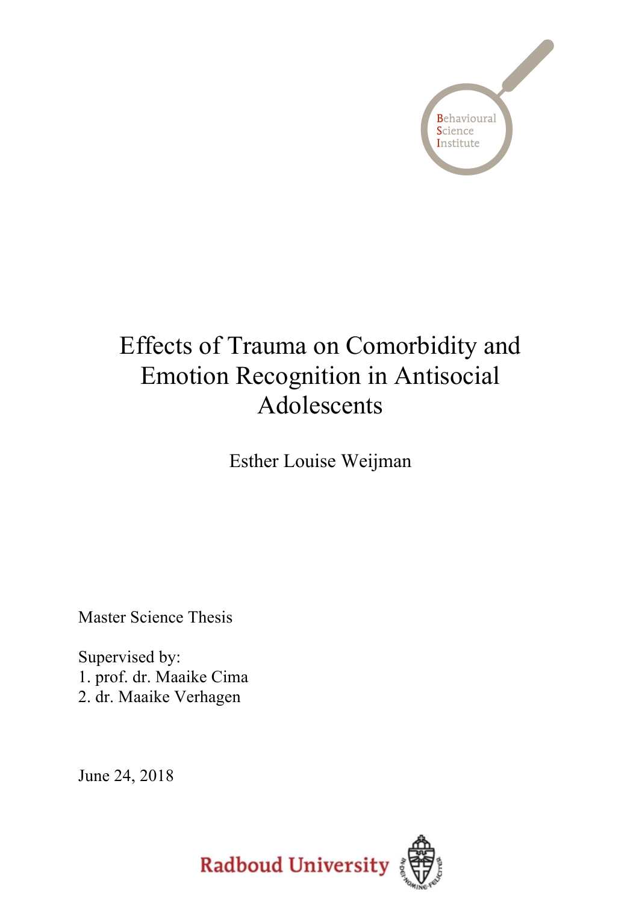Behavioural Science Institute

# Effects of Trauma on Comorbidity and Emotion Recognition in Antisocial Adolescents

Esther Louise Weijman

Master Science Thesis

Supervised by:
1. prof. dr. Maaike Cima
2. dr. Maaike Verhagen

June 24, 2018

Radboud University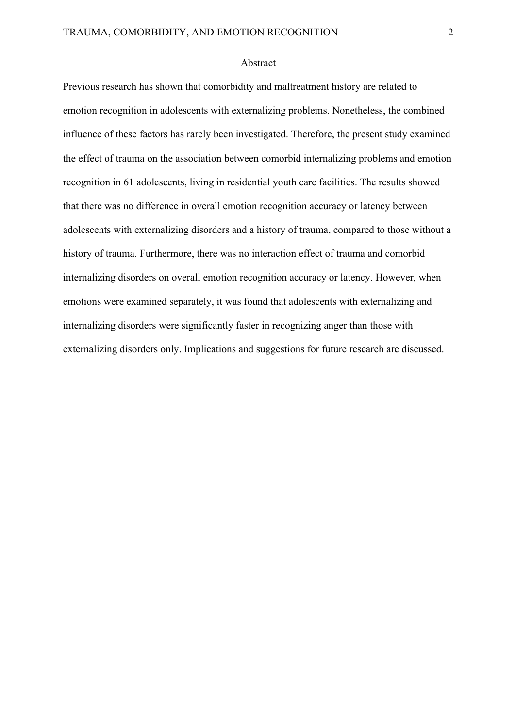# Abstract

Previous research has shown that comorbidity and maltreatment history are related to emotion recognition in adolescents with externalizing problems. Nonetheless, the combined influence of these factors has rarely been investigated. Therefore, the present study examined the effect of trauma on the association between comorbid internalizing problems and emotion recognition in 61 adolescents, living in residential youth care facilities. The results showed that there was no difference in overall emotion recognition accuracy or latency between adolescents with externalizing disorders and a history of trauma, compared to those without a history of trauma. Furthermore, there was no interaction effect of trauma and comorbid internalizing disorders on overall emotion recognition accuracy or latency. However, when emotions were examined separately, it was found that adolescents with externalizing and internalizing disorders were significantly faster in recognizing anger than those with externalizing disorders only. Implications and suggestions for future research are discussed.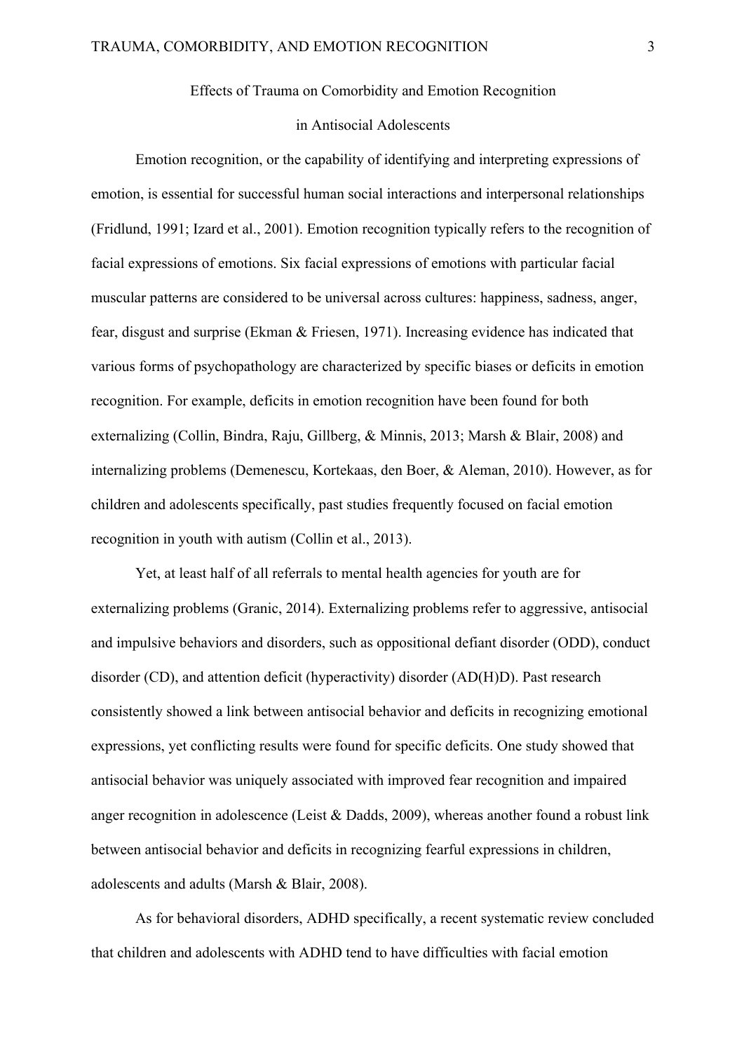# Effects of Trauma on Comorbidity and Emotion Recognition in Antisocial Adolescents

Emotion recognition, or the capability of identifying and interpreting expressions of emotion, is essential for successful human social interactions and interpersonal relationships (Fridlund, 1991; Izard et al., 2001). Emotion recognition typically refers to the recognition of facial expressions of emotions. Six facial expressions of emotions with particular facial muscular patterns are considered to be universal across cultures: happiness, sadness, anger, fear, disgust and surprise (Ekman & Friesen, 1971). Increasing evidence has indicated that various forms of psychopathology are characterized by specific biases or deficits in emotion recognition. For example, deficits in emotion recognition have been found for both externalizing (Collin, Bindra, Raju, Gillberg, & Minnis, 2013; Marsh & Blair, 2008) and internalizing problems (Demenescu, Kortekaas, den Boer, & Aleman, 2010). However, as for children and adolescents specifically, past studies frequently focused on facial emotion recognition in youth with autism (Collin et al., 2013).

Yet, at least half of all referrals to mental health agencies for youth are for externalizing problems (Granic, 2014). Externalizing problems refer to aggressive, antisocial and impulsive behaviors and disorders, such as oppositional defiant disorder (ODD), conduct disorder (CD), and attention deficit (hyperactivity) disorder (AD(H)D). Past research consistently showed a link between antisocial behavior and deficits in recognizing emotional expressions, yet conflicting results were found for specific deficits. One study showed that antisocial behavior was uniquely associated with improved fear recognition and impaired anger recognition in adolescence (Leist & Dadds, 2009), whereas another found a robust link between antisocial behavior and deficits in recognizing fearful expressions in children, adolescents and adults (Marsh & Blair, 2008).

As for behavioral disorders, ADHD specifically, a recent systematic review concluded that children and adolescents with ADHD tend to have difficulties with facial emotion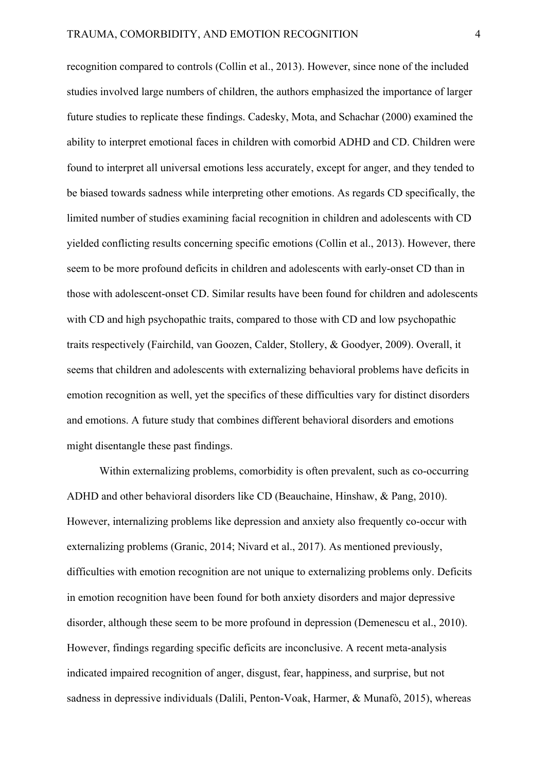recognition compared to controls (Collin et al., 2013). However, since none of the included studies involved large numbers of children, the authors emphasized the importance of larger future studies to replicate these findings. Cadesky, Mota, and Schachar (2000) examined the ability to interpret emotional faces in children with comorbid ADHD and CD. Children were found to interpret all universal emotions less accurately, except for anger, and they tended to be biased towards sadness while interpreting other emotions. As regards CD specifically, the limited number of studies examining facial recognition in children and adolescents with CD yielded conflicting results concerning specific emotions (Collin et al., 2013). However, there seem to be more profound deficits in children and adolescents with early-onset CD than in those with adolescent-onset CD. Similar results have been found for children and adolescents with CD and high psychopathic traits, compared to those with CD and low psychopathic traits respectively (Fairchild, van Goozen, Calder, Stollery, & Goodyer, 2009). Overall, it seems that children and adolescents with externalizing behavioral problems have deficits in emotion recognition as well, yet the specifics of these difficulties vary for distinct disorders and emotions. A future study that combines different behavioral disorders and emotions might disentangle these past findings.

Within externalizing problems, comorbidity is often prevalent, such as co-occurring ADHD and other behavioral disorders like CD (Beauchaine, Hinshaw, & Pang, 2010). However, internalizing problems like depression and anxiety also frequently co-occur with externalizing problems (Granic, 2014; Nivard et al., 2017). As mentioned previously, difficulties with emotion recognition are not unique to externalizing problems only. Deficits in emotion recognition have been found for both anxiety disorders and major depressive disorder, although these seem to be more profound in depression (Demenescu et al., 2010). However, findings regarding specific deficits are inconclusive. A recent meta-analysis indicated impaired recognition of anger, disgust, fear, happiness, and surprise, but not sadness in depressive individuals (Dalili, Penton-Voak, Harmer, & Munafò, 2015), whereas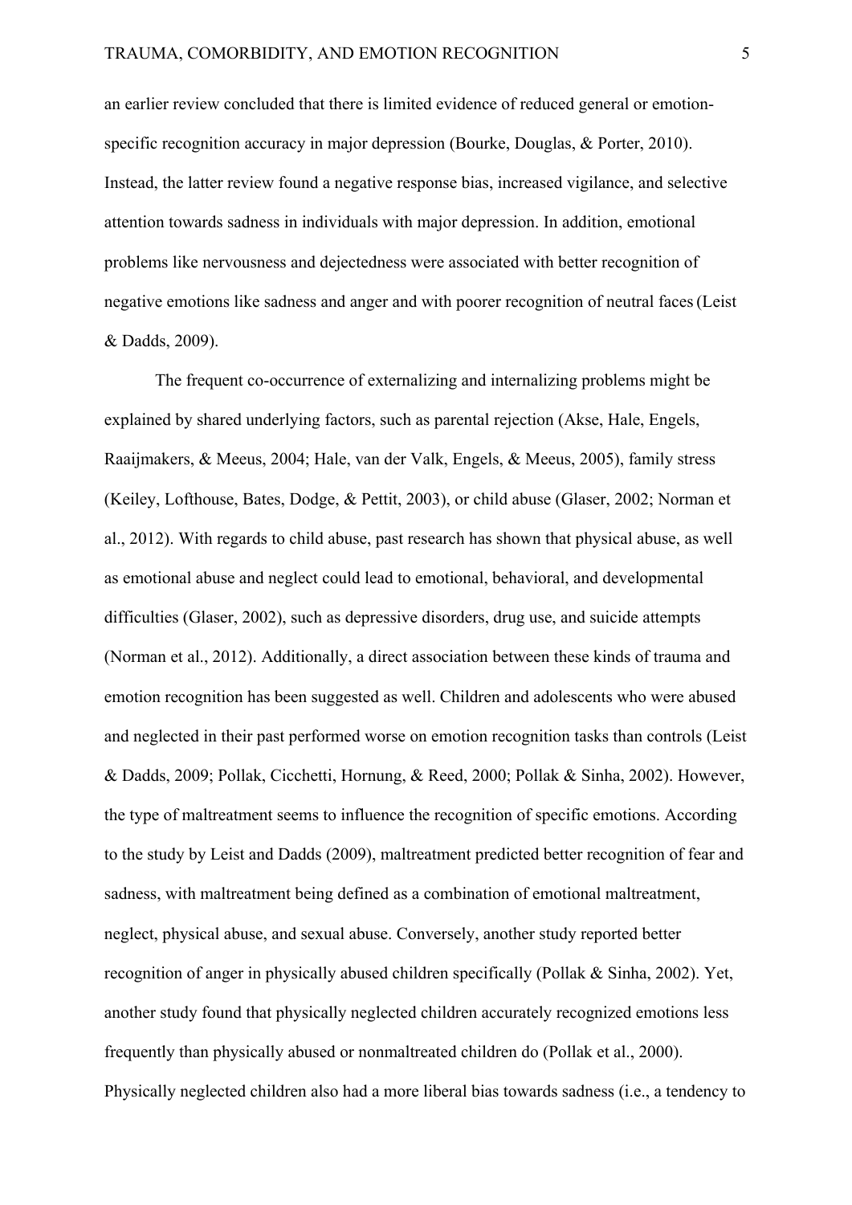an earlier review concluded that there is limited evidence of reduced general or emotion-specific recognition accuracy in major depression (Bourke, Douglas, & Porter, 2010). Instead, the latter review found a negative response bias, increased vigilance, and selective attention towards sadness in individuals with major depression. In addition, emotional problems like nervousness and dejectedness were associated with better recognition of negative emotions like sadness and anger and with poorer recognition of neutral faces (Leist & Dadds, 2009).

The frequent co-occurrence of externalizing and internalizing problems might be explained by shared underlying factors, such as parental rejection (Akse, Hale, Engels, Raaijmakers, & Meeus, 2004; Hale, van der Valk, Engels, & Meeus, 2005), family stress (Keiley, Lofthouse, Bates, Dodge, & Pettit, 2003), or child abuse (Glaser, 2002; Norman et al., 2012). With regards to child abuse, past research has shown that physical abuse, as well as emotional abuse and neglect could lead to emotional, behavioral, and developmental difficulties (Glaser, 2002), such as depressive disorders, drug use, and suicide attempts (Norman et al., 2012). Additionally, a direct association between these kinds of trauma and emotion recognition has been suggested as well. Children and adolescents who were abused and neglected in their past performed worse on emotion recognition tasks than controls (Leist & Dadds, 2009; Pollak, Cicchetti, Hornung, & Reed, 2000; Pollak & Sinha, 2002). However, the type of maltreatment seems to influence the recognition of specific emotions. According to the study by Leist and Dadds (2009), maltreatment predicted better recognition of fear and sadness, with maltreatment being defined as a combination of emotional maltreatment, neglect, physical abuse, and sexual abuse. Conversely, another study reported better recognition of anger in physically abused children specifically (Pollak & Sinha, 2002). Yet, another study found that physically neglected children accurately recognized emotions less frequently than physically abused or nonmaltreated children do (Pollak et al., 2000). Physically neglected children also had a more liberal bias towards sadness (i.e., a tendency to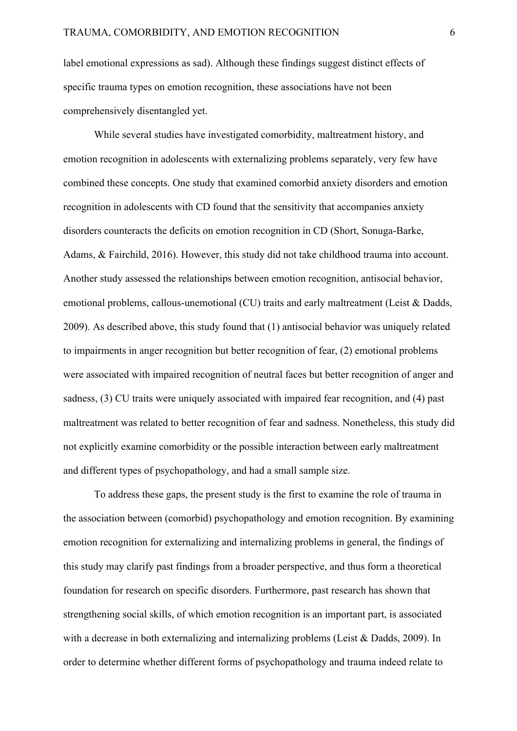label emotional expressions as sad). Although these findings suggest distinct effects of specific trauma types on emotion recognition, these associations have not been comprehensively disentangled yet.

While several studies have investigated comorbidity, maltreatment history, and emotion recognition in adolescents with externalizing problems separately, very few have combined these concepts. One study that examined comorbid anxiety disorders and emotion recognition in adolescents with CD found that the sensitivity that accompanies anxiety disorders counteracts the deficits on emotion recognition in CD (Short, Sonuga-Barke, Adams, & Fairchild, 2016). However, this study did not take childhood trauma into account. Another study assessed the relationships between emotion recognition, antisocial behavior, emotional problems, callous-unemotional (CU) traits and early maltreatment (Leist & Dadds, 2009). As described above, this study found that (1) antisocial behavior was uniquely related to impairments in anger recognition but better recognition of fear, (2) emotional problems were associated with impaired recognition of neutral faces but better recognition of anger and sadness, (3) CU traits were uniquely associated with impaired fear recognition, and (4) past maltreatment was related to better recognition of fear and sadness. Nonetheless, this study did not explicitly examine comorbidity or the possible interaction between early maltreatment and different types of psychopathology, and had a small sample size.

To address these gaps, the present study is the first to examine the role of trauma in the association between (comorbid) psychopathology and emotion recognition. By examining emotion recognition for externalizing and internalizing problems in general, the findings of this study may clarify past findings from a broader perspective, and thus form a theoretical foundation for research on specific disorders. Furthermore, past research has shown that strengthening social skills, of which emotion recognition is an important part, is associated with a decrease in both externalizing and internalizing problems (Leist & Dadds, 2009). In order to determine whether different forms of psychopathology and trauma indeed relate to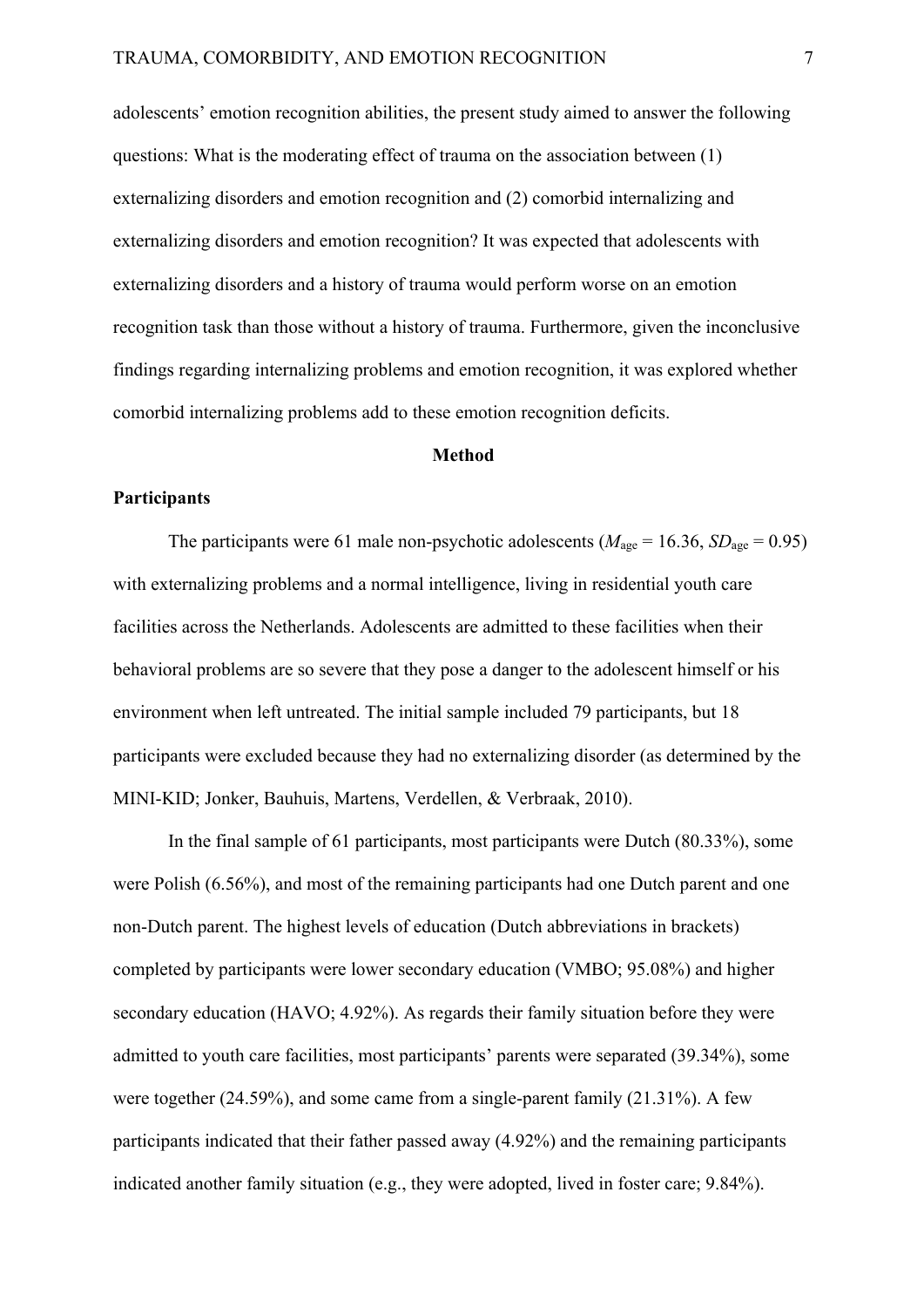adolescents' emotion recognition abilities, the present study aimed to answer the following questions: What is the moderating effect of trauma on the association between (1) externalizing disorders and emotion recognition and (2) comorbid internalizing and externalizing disorders and emotion recognition? It was expected that adolescents with externalizing disorders and a history of trauma would perform worse on an emotion recognition task than those without a history of trauma. Furthermore, given the inconclusive findings regarding internalizing problems and emotion recognition, it was explored whether comorbid internalizing problems add to these emotion recognition deficits.

## Method

### Participants

The participants were 61 male non-psychotic adolescents ($M_{\text{age}} = 16.36$, $SD_{\text{age}} = 0.95$) with externalizing problems and a normal intelligence, living in residential youth care facilities across the Netherlands. Adolescents are admitted to these facilities when their behavioral problems are so severe that they pose a danger to the adolescent himself or his environment when left untreated. The initial sample included 79 participants, but 18 participants were excluded because they had no externalizing disorder (as determined by the MINI-KID; Jonker, Bauhuis, Martens, Verdellen, & Verbraak, 2010).

In the final sample of 61 participants, most participants were Dutch (80.33%), some were Polish (6.56%), and most of the remaining participants had one Dutch parent and one non-Dutch parent. The highest levels of education (Dutch abbreviations in brackets) completed by participants were lower secondary education (VMBO; 95.08%) and higher secondary education (HAVO; 4.92%). As regards their family situation before they were admitted to youth care facilities, most participants' parents were separated (39.34%), some were together (24.59%), and some came from a single-parent family (21.31%). A few participants indicated that their father passed away (4.92%) and the remaining participants indicated another family situation (e.g., they were adopted, lived in foster care; 9.84%).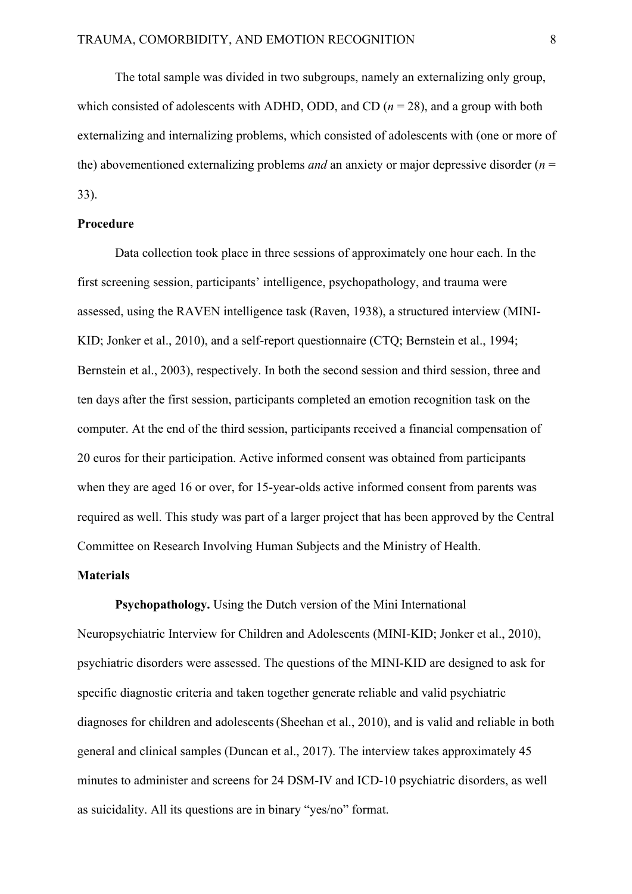The total sample was divided in two subgroups, namely an externalizing only group, which consisted of adolescents with ADHD, ODD, and CD ($n$ = 28), and a group with both externalizing and internalizing problems, which consisted of adolescents with (one or more of the) abovementioned externalizing problems *and* an anxiety or major depressive disorder ($n$ = 33).

## Procedure

Data collection took place in three sessions of approximately one hour each. In the first screening session, participants' intelligence, psychopathology, and trauma were assessed, using the RAVEN intelligence task (Raven, 1938), a structured interview (MINI-KID; Jonker et al., 2010), and a self-report questionnaire (CTQ; Bernstein et al., 1994; Bernstein et al., 2003), respectively. In both the second session and third session, three and ten days after the first session, participants completed an emotion recognition task on the computer. At the end of the third session, participants received a financial compensation of 20 euros for their participation. Active informed consent was obtained from participants when they are aged 16 or over, for 15-year-olds active informed consent from parents was required as well. This study was part of a larger project that has been approved by the Central Committee on Research Involving Human Subjects and the Ministry of Health.

## Materials

**Psychopathology.** Using the Dutch version of the Mini International Neuropsychiatric Interview for Children and Adolescents (MINI-KID; Jonker et al., 2010), psychiatric disorders were assessed. The questions of the MINI-KID are designed to ask for specific diagnostic criteria and taken together generate reliable and valid psychiatric diagnoses for children and adolescents (Sheehan et al., 2010), and is valid and reliable in both general and clinical samples (Duncan et al., 2017). The interview takes approximately 45 minutes to administer and screens for 24 DSM-IV and ICD-10 psychiatric disorders, as well as suicidality. All its questions are in binary "yes/no" format.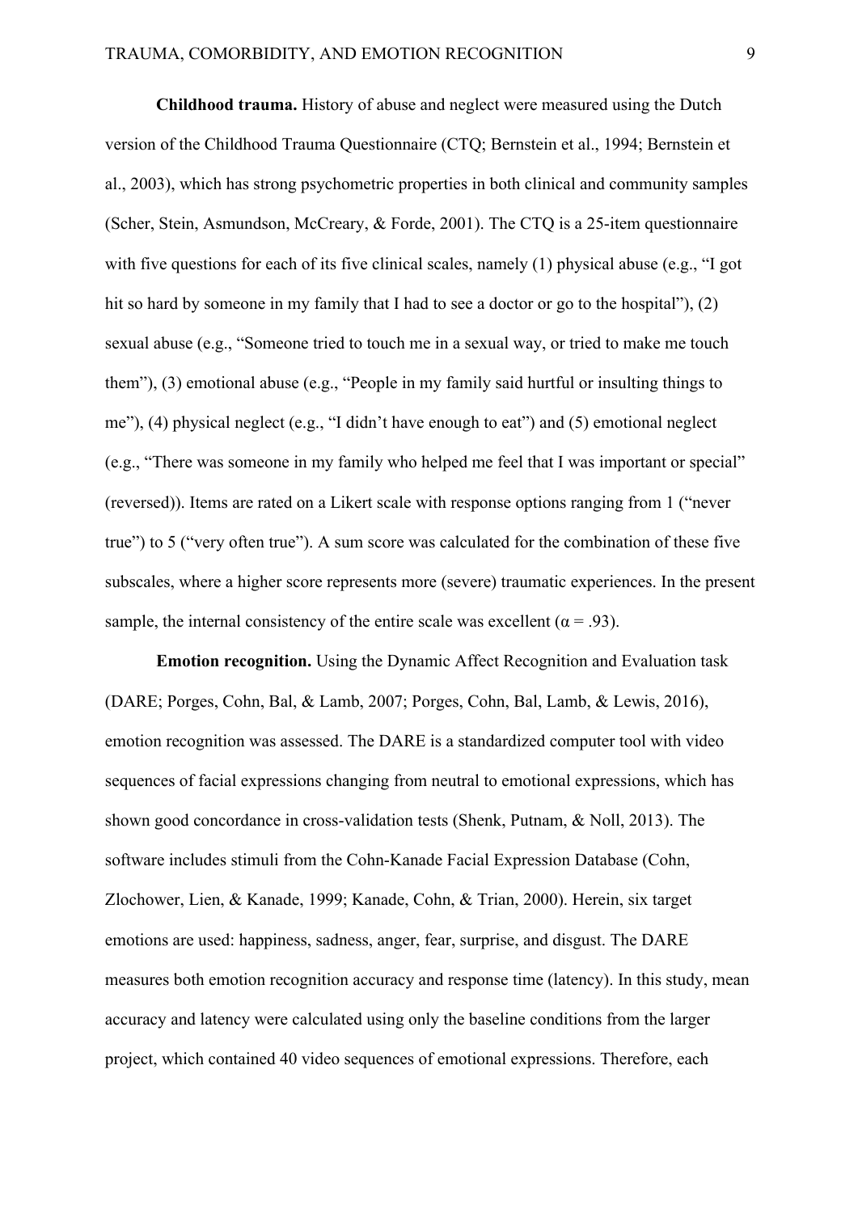**Childhood trauma.** History of abuse and neglect were measured using the Dutch version of the Childhood Trauma Questionnaire (CTQ; Bernstein et al., 1994; Bernstein et al., 2003), which has strong psychometric properties in both clinical and community samples (Scher, Stein, Asmundson, McCreary, & Forde, 2001). The CTQ is a 25-item questionnaire with five questions for each of its five clinical scales, namely (1) physical abuse (e.g., "I got hit so hard by someone in my family that I had to see a doctor or go to the hospital"), (2) sexual abuse (e.g., "Someone tried to touch me in a sexual way, or tried to make me touch them"), (3) emotional abuse (e.g., "People in my family said hurtful or insulting things to me"), (4) physical neglect (e.g., "I didn't have enough to eat") and (5) emotional neglect (e.g., "There was someone in my family who helped me feel that I was important or special" (reversed)). Items are rated on a Likert scale with response options ranging from 1 ("never true") to 5 ("very often true"). A sum score was calculated for the combination of these five subscales, where a higher score represents more (severe) traumatic experiences. In the present sample, the internal consistency of the entire scale was excellent ($\alpha = .93$).

**Emotion recognition.** Using the Dynamic Affect Recognition and Evaluation task (DARE; Porges, Cohn, Bal, & Lamb, 2007; Porges, Cohn, Bal, Lamb, & Lewis, 2016), emotion recognition was assessed. The DARE is a standardized computer tool with video sequences of facial expressions changing from neutral to emotional expressions, which has shown good concordance in cross-validation tests (Shenk, Putnam, & Noll, 2013). The software includes stimuli from the Cohn-Kanade Facial Expression Database (Cohn, Zlochower, Lien, & Kanade, 1999; Kanade, Cohn, & Trian, 2000). Herein, six target emotions are used: happiness, sadness, anger, fear, surprise, and disgust. The DARE measures both emotion recognition accuracy and response time (latency). In this study, mean accuracy and latency were calculated using only the baseline conditions from the larger project, which contained 40 video sequences of emotional expressions. Therefore, each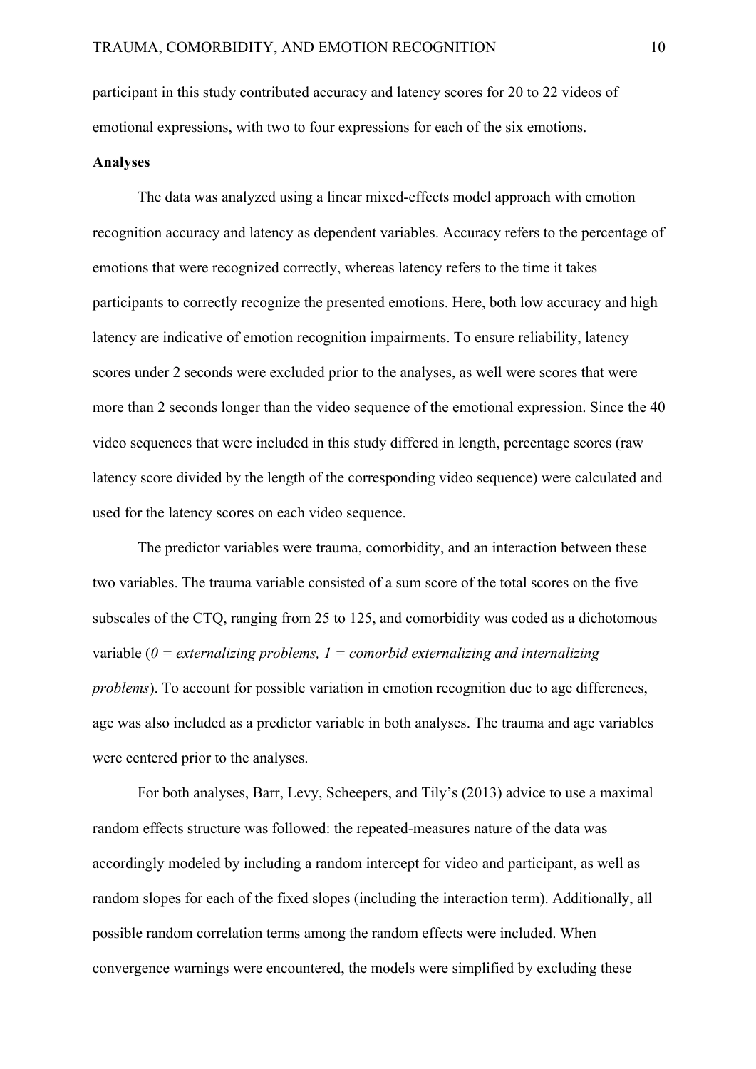participant in this study contributed accuracy and latency scores for 20 to 22 videos of emotional expressions, with two to four expressions for each of the six emotions.

**Analyses**

The data was analyzed using a linear mixed-effects model approach with emotion recognition accuracy and latency as dependent variables. Accuracy refers to the percentage of emotions that were recognized correctly, whereas latency refers to the time it takes participants to correctly recognize the presented emotions. Here, both low accuracy and high latency are indicative of emotion recognition impairments. To ensure reliability, latency scores under 2 seconds were excluded prior to the analyses, as well were scores that were more than 2 seconds longer than the video sequence of the emotional expression. Since the 40 video sequences that were included in this study differed in length, percentage scores (raw latency score divided by the length of the corresponding video sequence) were calculated and used for the latency scores on each video sequence.

The predictor variables were trauma, comorbidity, and an interaction between these two variables. The trauma variable consisted of a sum score of the total scores on the five subscales of the CTQ, ranging from 25 to 125, and comorbidity was coded as a dichotomous variable (*0 = externalizing problems, 1 = comorbid externalizing and internalizing problems*). To account for possible variation in emotion recognition due to age differences, age was also included as a predictor variable in both analyses. The trauma and age variables were centered prior to the analyses.

For both analyses, Barr, Levy, Scheepers, and Tily's (2013) advice to use a maximal random effects structure was followed: the repeated-measures nature of the data was accordingly modeled by including a random intercept for video and participant, as well as random slopes for each of the fixed slopes (including the interaction term). Additionally, all possible random correlation terms among the random effects were included. When convergence warnings were encountered, the models were simplified by excluding these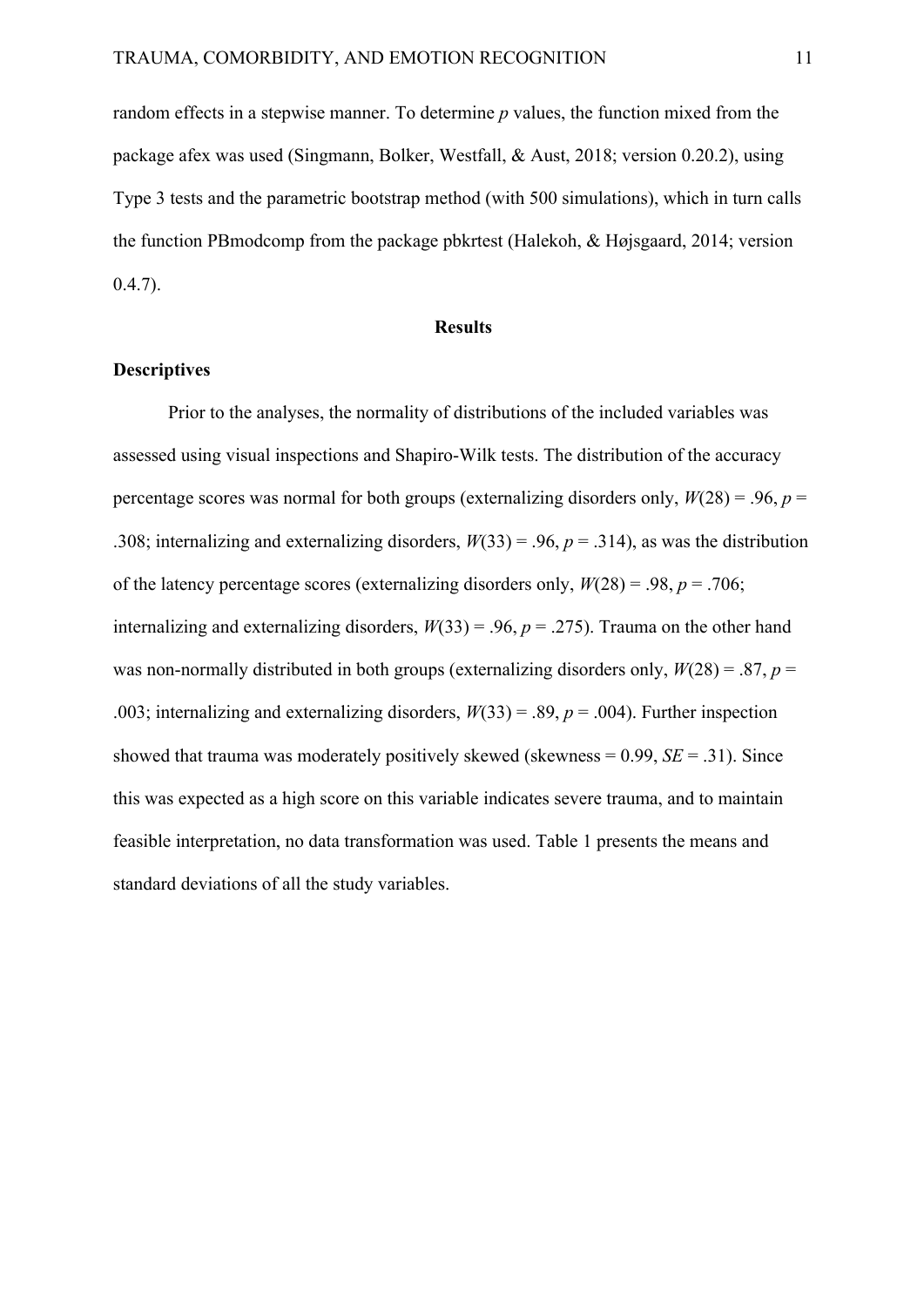random effects in a stepwise manner. To determine *p* values, the function mixed from the package afex was used (Singmann, Bolker, Westfall, & Aust, 2018; version 0.20.2), using Type 3 tests and the parametric bootstrap method (with 500 simulations), which in turn calls the function PBmodcomp from the package pbkrtest (Halekoh, & Højsgaard, 2014; version 0.4.7).

## Results

### Descriptives

Prior to the analyses, the normality of distributions of the included variables was assessed using visual inspections and Shapiro-Wilk tests. The distribution of the accuracy percentage scores was normal for both groups (externalizing disorders only, $W(28) = .96$, $p = .308$; internalizing and externalizing disorders, $W(33) = .96$, $p = .314$), as was the distribution of the latency percentage scores (externalizing disorders only, $W(28) = .98$, $p = .706$; internalizing and externalizing disorders, $W(33) = .96$, $p = .275$). Trauma on the other hand was non-normally distributed in both groups (externalizing disorders only, $W(28) = .87$, $p = .003$; internalizing and externalizing disorders, $W(33) = .89$, $p = .004$). Further inspection showed that trauma was moderately positively skewed (skewness = 0.99, $SE = .31$). Since this was expected as a high score on this variable indicates severe trauma, and to maintain feasible interpretation, no data transformation was used. Table 1 presents the means and standard deviations of all the study variables.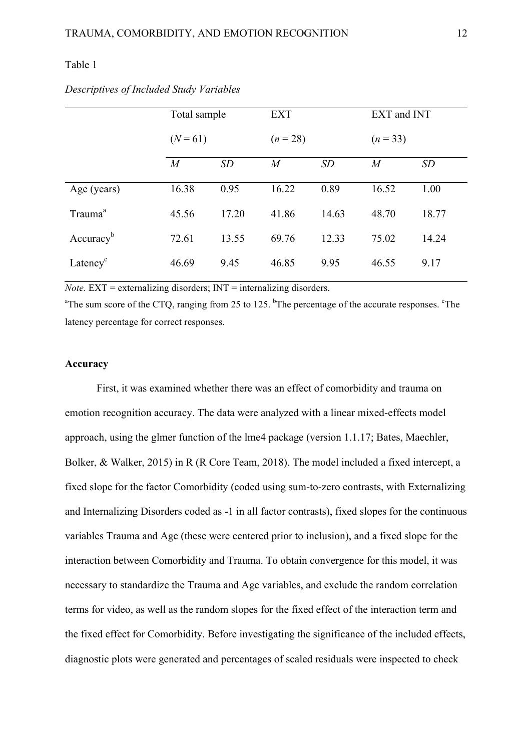Table 1

*Descriptives of Included Study Variables*

| | Total sample ($N$ = 61) | | EXT ($n$ = 28) | | EXT and INT ($n$ = 33) | |
|---|---|---|---|---|---|---|
| | *M* | *SD* | *M* | *SD* | *M* | *SD* |
| Age (years) | 16.38 | 0.95 | 16.22 | 0.89 | 16.52 | 1.00 |
| Trauma[a] | 45.56 | 17.20 | 41.86 | 14.63 | 48.70 | 18.77 |
| Accuracy[b] | 72.61 | 13.55 | 69.76 | 12.33 | 75.02 | 14.24 |
| Latency[c] | 46.69 | 9.45 | 46.85 | 9.95 | 46.55 | 9.17 |

*Note.* EXT = externalizing disorders; INT = internalizing disorders.

[a]The sum score of the CTQ, ranging from 25 to 125. [b]The percentage of the accurate responses. [c]The latency percentage for correct responses.

**Accuracy**

First, it was examined whether there was an effect of comorbidity and trauma on emotion recognition accuracy. The data were analyzed with a linear mixed-effects model approach, using the glmer function of the lme4 package (version 1.1.17; Bates, Maechler, Bolker, & Walker, 2015) in R (R Core Team, 2018). The model included a fixed intercept, a fixed slope for the factor Comorbidity (coded using sum-to-zero contrasts, with Externalizing and Internalizing Disorders coded as -1 in all factor contrasts), fixed slopes for the continuous variables Trauma and Age (these were centered prior to inclusion), and a fixed slope for the interaction between Comorbidity and Trauma. To obtain convergence for this model, it was necessary to standardize the Trauma and Age variables, and exclude the random correlation terms for video, as well as the random slopes for the fixed effect of the interaction term and the fixed effect for Comorbidity. Before investigating the significance of the included effects, diagnostic plots were generated and percentages of scaled residuals were inspected to check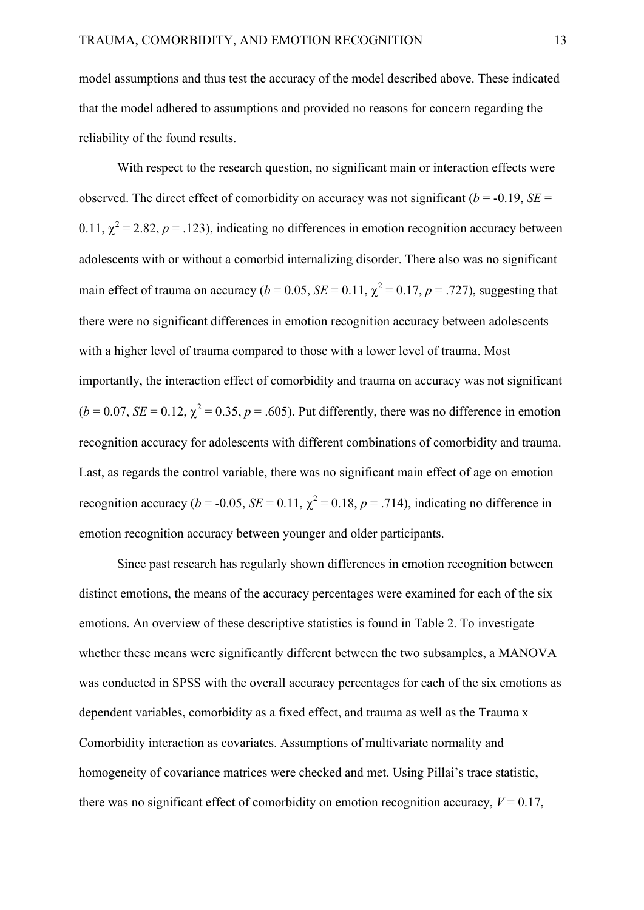model assumptions and thus test the accuracy of the model described above. These indicated that the model adhered to assumptions and provided no reasons for concern regarding the reliability of the found results.

With respect to the research question, no significant main or interaction effects were observed. The direct effect of comorbidity on accuracy was not significant ($b$ = -0.19, $SE$ = 0.11, $\chi^2$ = 2.82, $p$ = .123), indicating no differences in emotion recognition accuracy between adolescents with or without a comorbid internalizing disorder. There also was no significant main effect of trauma on accuracy ($b$ = 0.05, $SE$ = 0.11, $\chi^2$ = 0.17, $p$ = .727), suggesting that there were no significant differences in emotion recognition accuracy between adolescents with a higher level of trauma compared to those with a lower level of trauma. Most importantly, the interaction effect of comorbidity and trauma on accuracy was not significant ($b$ = 0.07, $SE$ = 0.12, $\chi^2$ = 0.35, $p$ = .605). Put differently, there was no difference in emotion recognition accuracy for adolescents with different combinations of comorbidity and trauma. Last, as regards the control variable, there was no significant main effect of age on emotion recognition accuracy ($b$ = -0.05, $SE$ = 0.11, $\chi^2$ = 0.18, $p$ = .714), indicating no difference in emotion recognition accuracy between younger and older participants.

Since past research has regularly shown differences in emotion recognition between distinct emotions, the means of the accuracy percentages were examined for each of the six emotions. An overview of these descriptive statistics is found in Table 2. To investigate whether these means were significantly different between the two subsamples, a MANOVA was conducted in SPSS with the overall accuracy percentages for each of the six emotions as dependent variables, comorbidity as a fixed effect, and trauma as well as the Trauma x Comorbidity interaction as covariates. Assumptions of multivariate normality and homogeneity of covariance matrices were checked and met. Using Pillai's trace statistic, there was no significant effect of comorbidity on emotion recognition accuracy, $V$ = 0.17,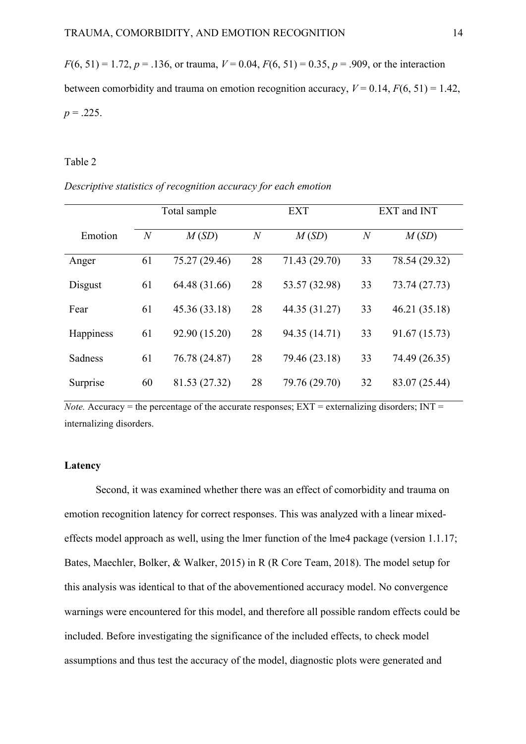$F(6, 51) = 1.72$, $p = .136$, or trauma, $V = 0.04$, $F(6, 51) = 0.35$, $p = .909$, or the interaction between comorbidity and trauma on emotion recognition accuracy, $V = 0.14$, $F(6, 51) = 1.42$, $p = .225$.

Table 2

*Descriptive statistics of recognition accuracy for each emotion*

| | Total sample | | EXT | | EXT and INT | |
|---|---|---|---|---|---|---|
| Emotion | *N* | *M* (*SD*) | *N* | *M* (*SD*) | *N* | *M* (*SD*) |
| Anger | 61 | 75.27 (29.46) | 28 | 71.43 (29.70) | 33 | 78.54 (29.32) |
| Disgust | 61 | 64.48 (31.66) | 28 | 53.57 (32.98) | 33 | 73.74 (27.73) |
| Fear | 61 | 45.36 (33.18) | 28 | 44.35 (31.27) | 33 | 46.21 (35.18) |
| Happiness | 61 | 92.90 (15.20) | 28 | 94.35 (14.71) | 33 | 91.67 (15.73) |
| Sadness | 61 | 76.78 (24.87) | 28 | 79.46 (23.18) | 33 | 74.49 (26.35) |
| Surprise | 60 | 81.53 (27.32) | 28 | 79.76 (29.70) | 32 | 83.07 (25.44) |

*Note.* Accuracy = the percentage of the accurate responses; EXT = externalizing disorders; INT = internalizing disorders.

**Latency**

Second, it was examined whether there was an effect of comorbidity and trauma on emotion recognition latency for correct responses. This was analyzed with a linear mixed-effects model approach as well, using the lmer function of the lme4 package (version 1.1.17; Bates, Maechler, Bolker, & Walker, 2015) in R (R Core Team, 2018). The model setup for this analysis was identical to that of the abovementioned accuracy model. No convergence warnings were encountered for this model, and therefore all possible random effects could be included. Before investigating the significance of the included effects, to check model assumptions and thus test the accuracy of the model, diagnostic plots were generated and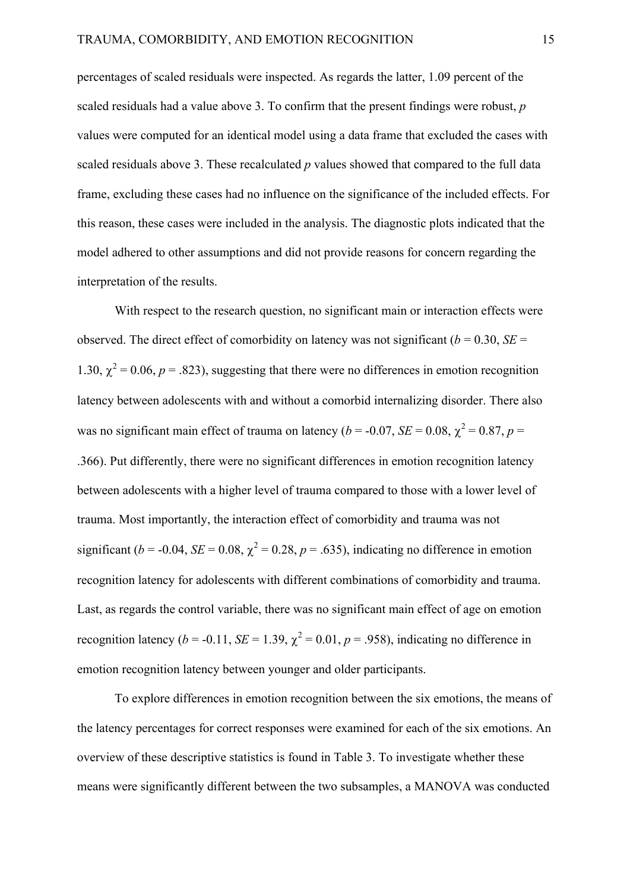percentages of scaled residuals were inspected. As regards the latter, 1.09 percent of the scaled residuals had a value above 3. To confirm that the present findings were robust, *p* values were computed for an identical model using a data frame that excluded the cases with scaled residuals above 3. These recalculated *p* values showed that compared to the full data frame, excluding these cases had no influence on the significance of the included effects. For this reason, these cases were included in the analysis. The diagnostic plots indicated that the model adhered to other assumptions and did not provide reasons for concern regarding the interpretation of the results.

With respect to the research question, no significant main or interaction effects were observed. The direct effect of comorbidity on latency was not significant ($b$ = 0.30, $SE$ = 1.30, $\chi^2$ = 0.06, $p$ = .823), suggesting that there were no differences in emotion recognition latency between adolescents with and without a comorbid internalizing disorder. There also was no significant main effect of trauma on latency ($b$ = -0.07, $SE$ = 0.08, $\chi^2$ = 0.87, $p$ = .366). Put differently, there were no significant differences in emotion recognition latency between adolescents with a higher level of trauma compared to those with a lower level of trauma. Most importantly, the interaction effect of comorbidity and trauma was not significant ($b$ = -0.04, $SE$ = 0.08, $\chi^2$ = 0.28, $p$ = .635), indicating no difference in emotion recognition latency for adolescents with different combinations of comorbidity and trauma. Last, as regards the control variable, there was no significant main effect of age on emotion recognition latency ($b$ = -0.11, $SE$ = 1.39, $\chi^2$ = 0.01, $p$ = .958), indicating no difference in emotion recognition latency between younger and older participants.

To explore differences in emotion recognition between the six emotions, the means of the latency percentages for correct responses were examined for each of the six emotions. An overview of these descriptive statistics is found in Table 3. To investigate whether these means were significantly different between the two subsamples, a MANOVA was conducted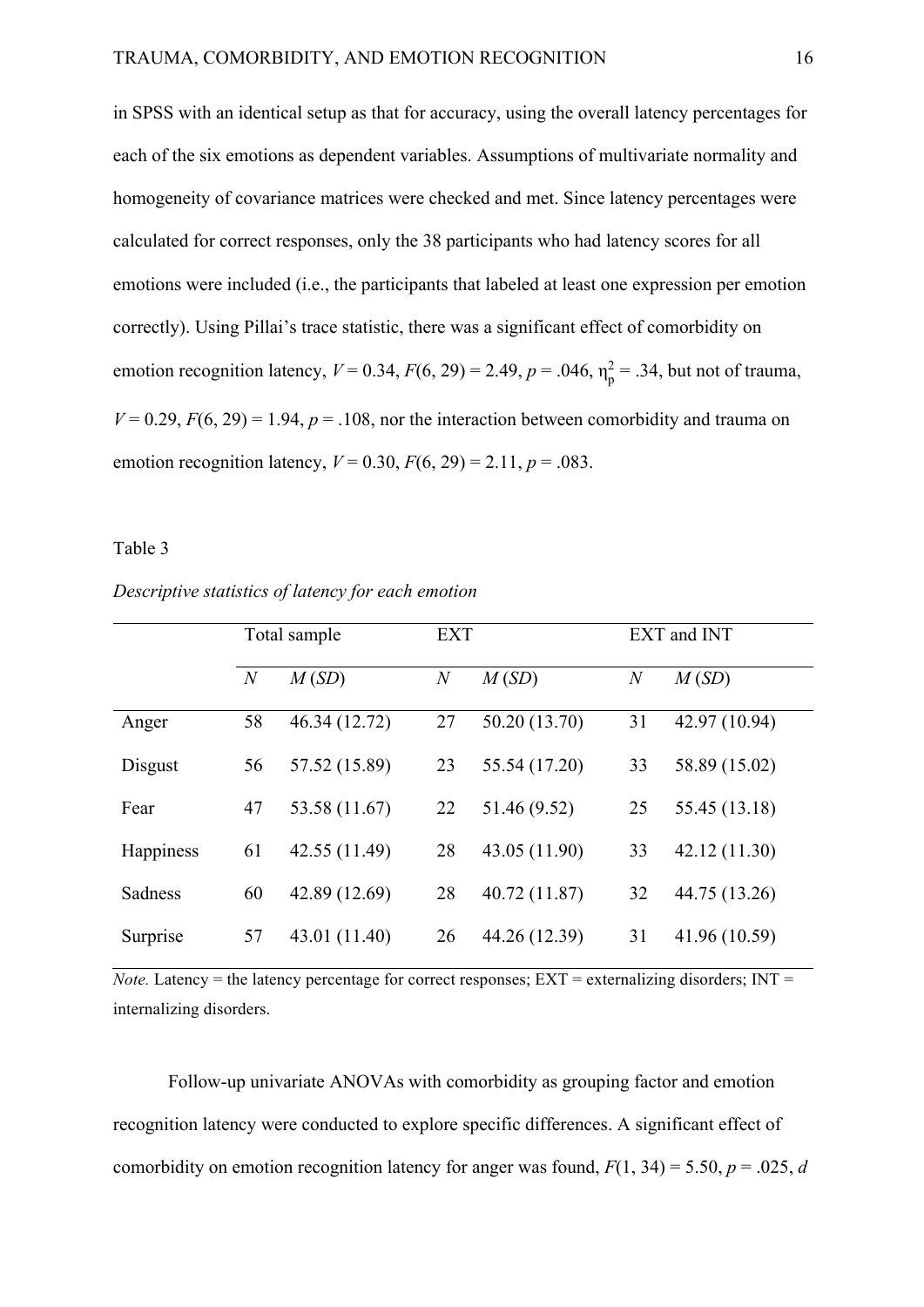in SPSS with an identical setup as that for accuracy, using the overall latency percentages for each of the six emotions as dependent variables. Assumptions of multivariate normality and homogeneity of covariance matrices were checked and met. Since latency percentages were calculated for correct responses, only the 38 participants who had latency scores for all emotions were included (i.e., the participants that labeled at least one expression per emotion correctly). Using Pillai's trace statistic, there was a significant effect of comorbidity on emotion recognition latency, $V = 0.34$, $F(6, 29) = 2.49$, $p = .046$, $\eta_p^2 = .34$, but not of trauma, $V = 0.29$, $F(6, 29) = 1.94$, $p = .108$, nor the interaction between comorbidity and trauma on emotion recognition latency, $V = 0.30$, $F(6, 29) = 2.11$, $p = .083$.

Table 3

*Descriptive statistics of latency for each emotion*

| | Total sample | | EXT | | EXT and INT | |
|---|---|---|---|---|---|---|
| | *N* | *M* (*SD*) | *N* | *M* (*SD*) | *N* | *M* (*SD*) |
| Anger | 58 | 46.34 (12.72) | 27 | 50.20 (13.70) | 31 | 42.97 (10.94) |
| Disgust | 56 | 57.52 (15.89) | 23 | 55.54 (17.20) | 33 | 58.89 (15.02) |
| Fear | 47 | 53.58 (11.67) | 22 | 51.46 (9.52) | 25 | 55.45 (13.18) |
| Happiness | 61 | 42.55 (11.49) | 28 | 43.05 (11.90) | 33 | 42.12 (11.30) |
| Sadness | 60 | 42.89 (12.69) | 28 | 40.72 (11.87) | 32 | 44.75 (13.26) |
| Surprise | 57 | 43.01 (11.40) | 26 | 44.26 (12.39) | 31 | 41.96 (10.59) |

*Note.* Latency = the latency percentage for correct responses; EXT = externalizing disorders; INT = internalizing disorders.

Follow-up univariate ANOVAs with comorbidity as grouping factor and emotion recognition latency were conducted to explore specific differences. A significant effect of comorbidity on emotion recognition latency for anger was found, $F(1, 34) = 5.50$, $p = .025$, *d*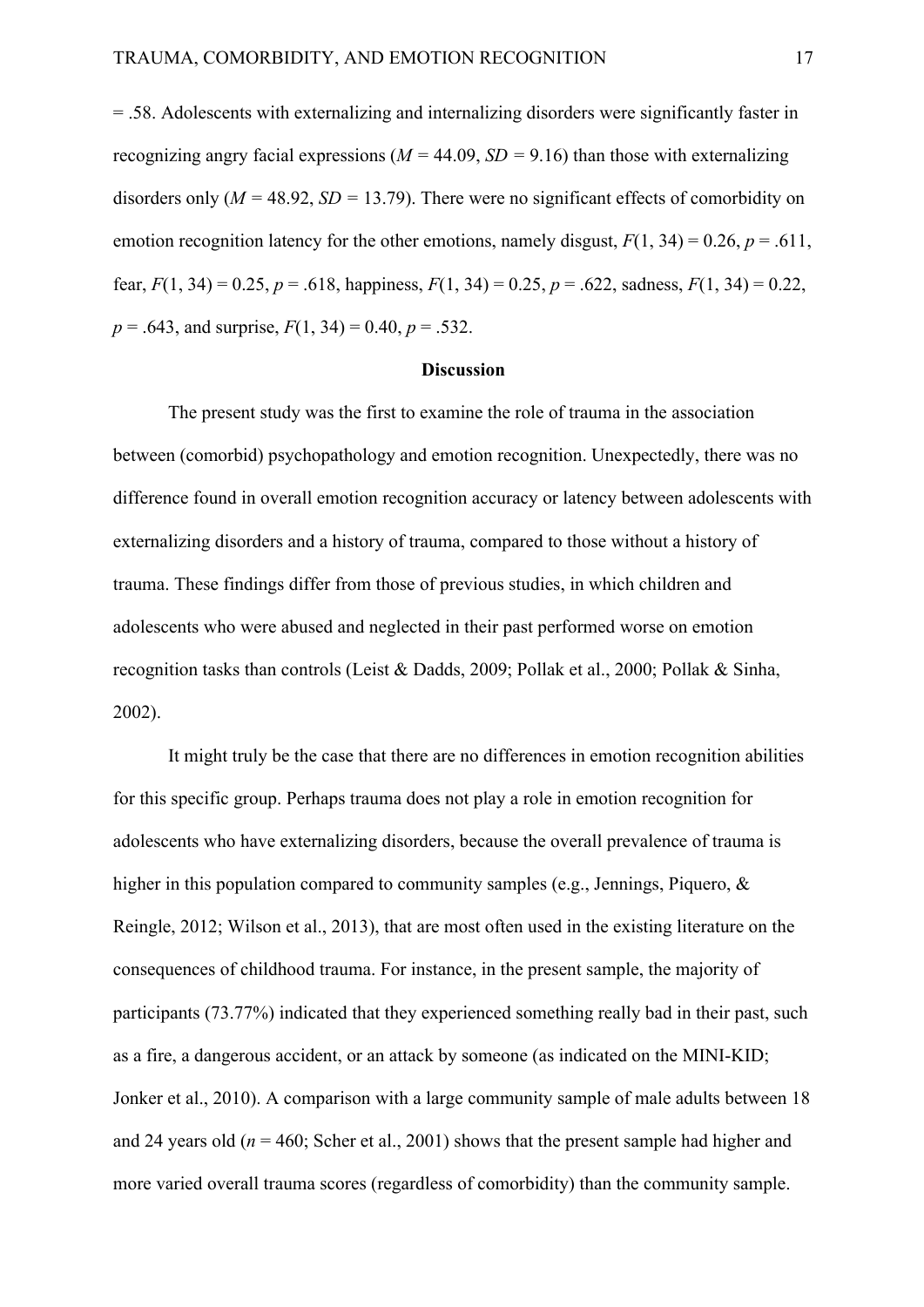= .58. Adolescents with externalizing and internalizing disorders were significantly faster in recognizing angry facial expressions ($M$ = 44.09, $SD$ = 9.16) than those with externalizing disorders only ($M$ = 48.92, $SD$ = 13.79). There were no significant effects of comorbidity on emotion recognition latency for the other emotions, namely disgust, $F(1, 34) = 0.26$, $p = .611$, fear, $F(1, 34) = 0.25$, $p = .618$, happiness, $F(1, 34) = 0.25$, $p = .622$, sadness, $F(1, 34) = 0.22$, $p = .643$, and surprise, $F(1, 34) = 0.40$, $p = .532$.

## Discussion

The present study was the first to examine the role of trauma in the association between (comorbid) psychopathology and emotion recognition. Unexpectedly, there was no difference found in overall emotion recognition accuracy or latency between adolescents with externalizing disorders and a history of trauma, compared to those without a history of trauma. These findings differ from those of previous studies, in which children and adolescents who were abused and neglected in their past performed worse on emotion recognition tasks than controls (Leist & Dadds, 2009; Pollak et al., 2000; Pollak & Sinha, 2002).

It might truly be the case that there are no differences in emotion recognition abilities for this specific group. Perhaps trauma does not play a role in emotion recognition for adolescents who have externalizing disorders, because the overall prevalence of trauma is higher in this population compared to community samples (e.g., Jennings, Piquero, & Reingle, 2012; Wilson et al., 2013), that are most often used in the existing literature on the consequences of childhood trauma. For instance, in the present sample, the majority of participants (73.77%) indicated that they experienced something really bad in their past, such as a fire, a dangerous accident, or an attack by someone (as indicated on the MINI-KID; Jonker et al., 2010). A comparison with a large community sample of male adults between 18 and 24 years old ($n$ = 460; Scher et al., 2001) shows that the present sample had higher and more varied overall trauma scores (regardless of comorbidity) than the community sample.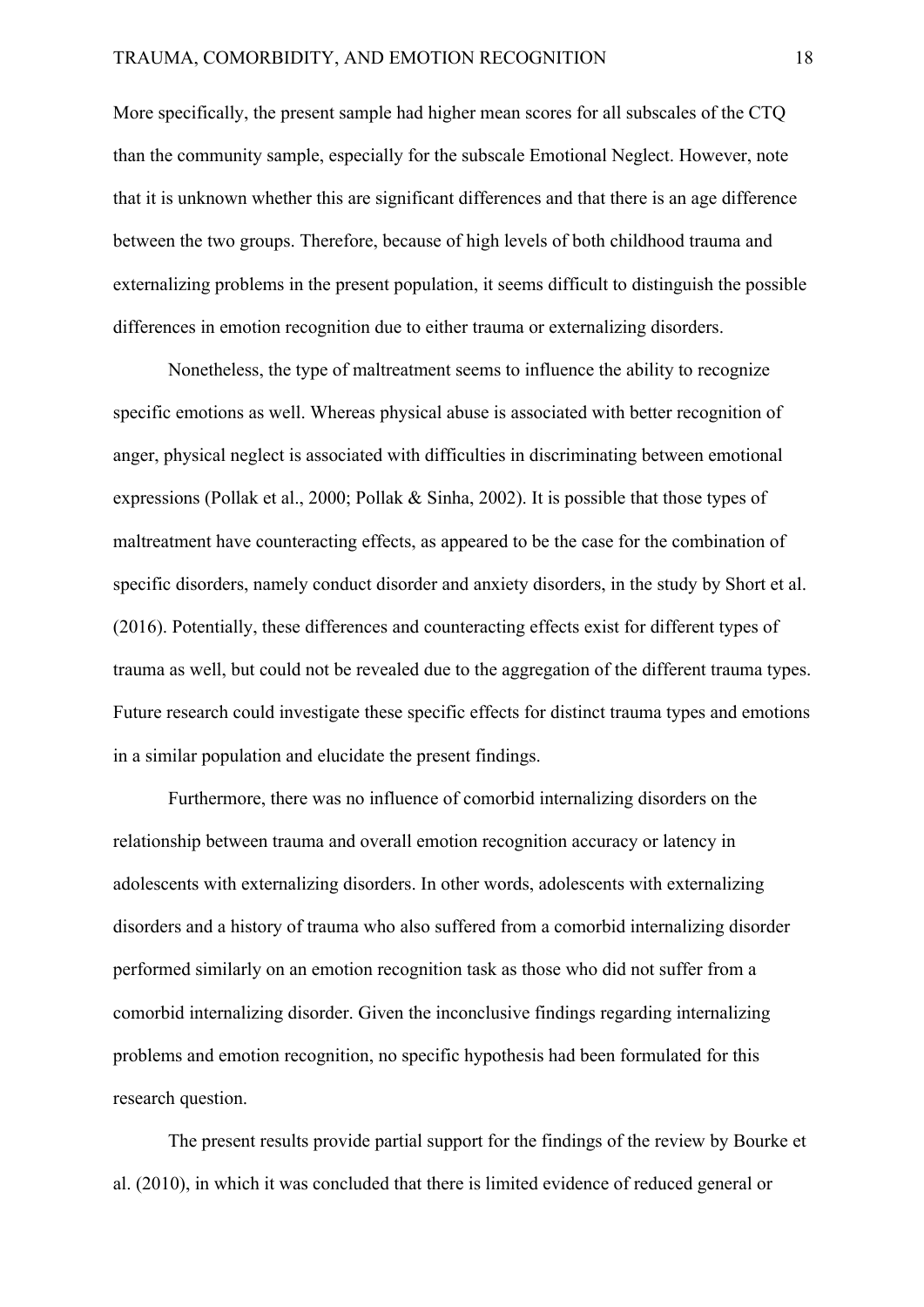More specifically, the present sample had higher mean scores for all subscales of the CTQ than the community sample, especially for the subscale Emotional Neglect. However, note that it is unknown whether this are significant differences and that there is an age difference between the two groups. Therefore, because of high levels of both childhood trauma and externalizing problems in the present population, it seems difficult to distinguish the possible differences in emotion recognition due to either trauma or externalizing disorders.

Nonetheless, the type of maltreatment seems to influence the ability to recognize specific emotions as well. Whereas physical abuse is associated with better recognition of anger, physical neglect is associated with difficulties in discriminating between emotional expressions (Pollak et al., 2000; Pollak & Sinha, 2002). It is possible that those types of maltreatment have counteracting effects, as appeared to be the case for the combination of specific disorders, namely conduct disorder and anxiety disorders, in the study by Short et al. (2016). Potentially, these differences and counteracting effects exist for different types of trauma as well, but could not be revealed due to the aggregation of the different trauma types. Future research could investigate these specific effects for distinct trauma types and emotions in a similar population and elucidate the present findings.

Furthermore, there was no influence of comorbid internalizing disorders on the relationship between trauma and overall emotion recognition accuracy or latency in adolescents with externalizing disorders. In other words, adolescents with externalizing disorders and a history of trauma who also suffered from a comorbid internalizing disorder performed similarly on an emotion recognition task as those who did not suffer from a comorbid internalizing disorder. Given the inconclusive findings regarding internalizing problems and emotion recognition, no specific hypothesis had been formulated for this research question.

The present results provide partial support for the findings of the review by Bourke et al. (2010), in which it was concluded that there is limited evidence of reduced general or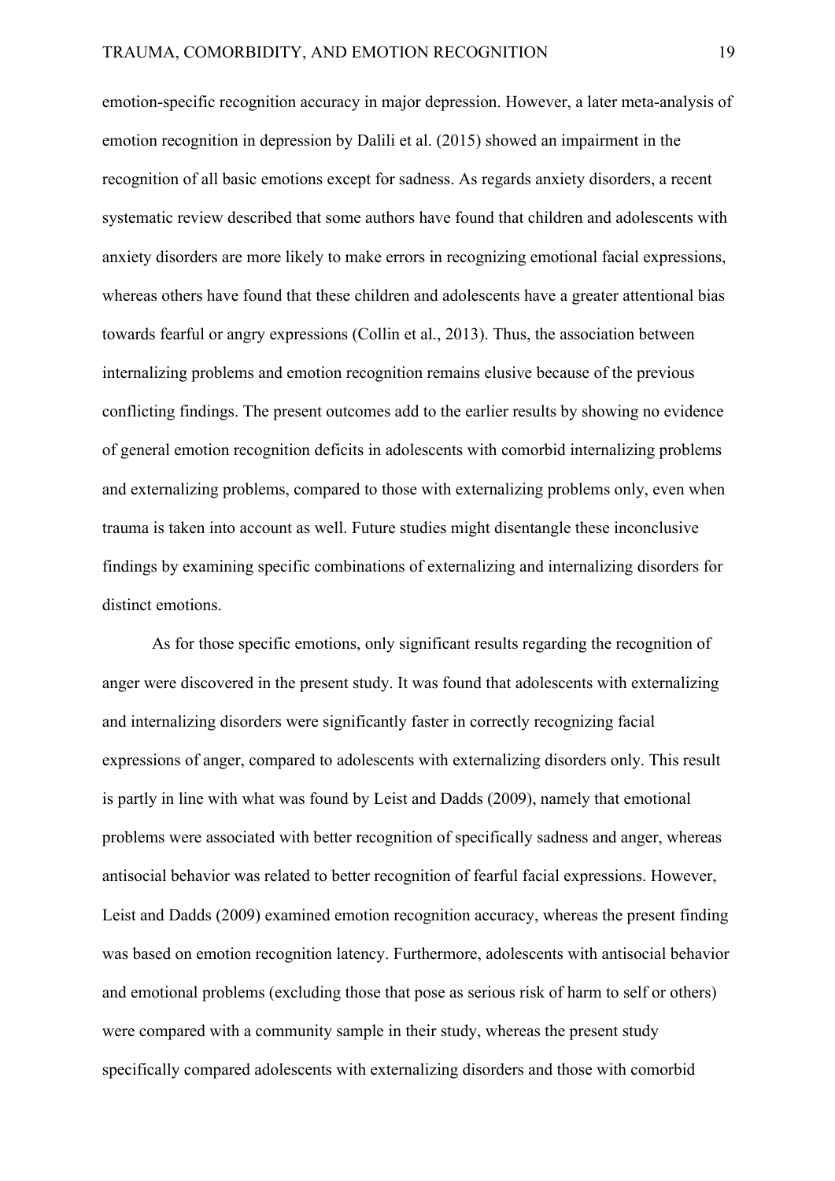emotion-specific recognition accuracy in major depression. However, a later meta-analysis of emotion recognition in depression by Dalili et al. (2015) showed an impairment in the recognition of all basic emotions except for sadness. As regards anxiety disorders, a recent systematic review described that some authors have found that children and adolescents with anxiety disorders are more likely to make errors in recognizing emotional facial expressions, whereas others have found that these children and adolescents have a greater attentional bias towards fearful or angry expressions (Collin et al., 2013). Thus, the association between internalizing problems and emotion recognition remains elusive because of the previous conflicting findings. The present outcomes add to the earlier results by showing no evidence of general emotion recognition deficits in adolescents with comorbid internalizing problems and externalizing problems, compared to those with externalizing problems only, even when trauma is taken into account as well. Future studies might disentangle these inconclusive findings by examining specific combinations of externalizing and internalizing disorders for distinct emotions.

As for those specific emotions, only significant results regarding the recognition of anger were discovered in the present study. It was found that adolescents with externalizing and internalizing disorders were significantly faster in correctly recognizing facial expressions of anger, compared to adolescents with externalizing disorders only. This result is partly in line with what was found by Leist and Dadds (2009), namely that emotional problems were associated with better recognition of specifically sadness and anger, whereas antisocial behavior was related to better recognition of fearful facial expressions. However, Leist and Dadds (2009) examined emotion recognition accuracy, whereas the present finding was based on emotion recognition latency. Furthermore, adolescents with antisocial behavior and emotional problems (excluding those that pose as serious risk of harm to self or others) were compared with a community sample in their study, whereas the present study specifically compared adolescents with externalizing disorders and those with comorbid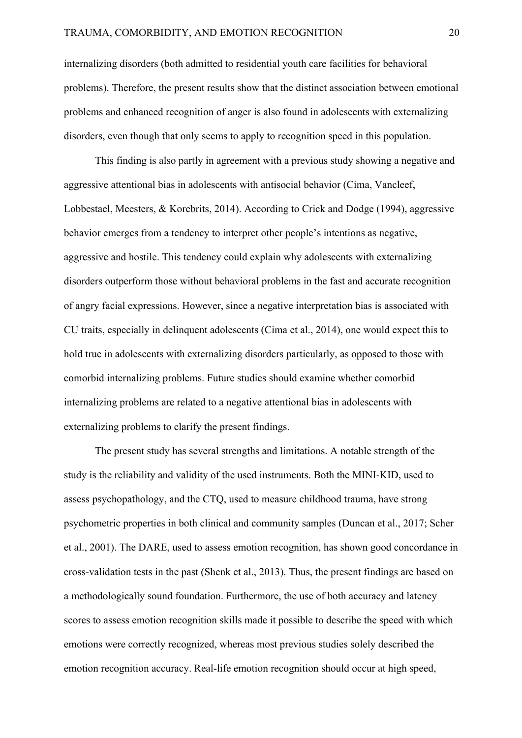internalizing disorders (both admitted to residential youth care facilities for behavioral problems). Therefore, the present results show that the distinct association between emotional problems and enhanced recognition of anger is also found in adolescents with externalizing disorders, even though that only seems to apply to recognition speed in this population.

This finding is also partly in agreement with a previous study showing a negative and aggressive attentional bias in adolescents with antisocial behavior (Cima, Vancleef, Lobbestael, Meesters, & Korebrits, 2014). According to Crick and Dodge (1994), aggressive behavior emerges from a tendency to interpret other people's intentions as negative, aggressive and hostile. This tendency could explain why adolescents with externalizing disorders outperform those without behavioral problems in the fast and accurate recognition of angry facial expressions. However, since a negative interpretation bias is associated with CU traits, especially in delinquent adolescents (Cima et al., 2014), one would expect this to hold true in adolescents with externalizing disorders particularly, as opposed to those with comorbid internalizing problems. Future studies should examine whether comorbid internalizing problems are related to a negative attentional bias in adolescents with externalizing problems to clarify the present findings.

The present study has several strengths and limitations. A notable strength of the study is the reliability and validity of the used instruments. Both the MINI-KID, used to assess psychopathology, and the CTQ, used to measure childhood trauma, have strong psychometric properties in both clinical and community samples (Duncan et al., 2017; Scher et al., 2001). The DARE, used to assess emotion recognition, has shown good concordance in cross-validation tests in the past (Shenk et al., 2013). Thus, the present findings are based on a methodologically sound foundation. Furthermore, the use of both accuracy and latency scores to assess emotion recognition skills made it possible to describe the speed with which emotions were correctly recognized, whereas most previous studies solely described the emotion recognition accuracy. Real-life emotion recognition should occur at high speed,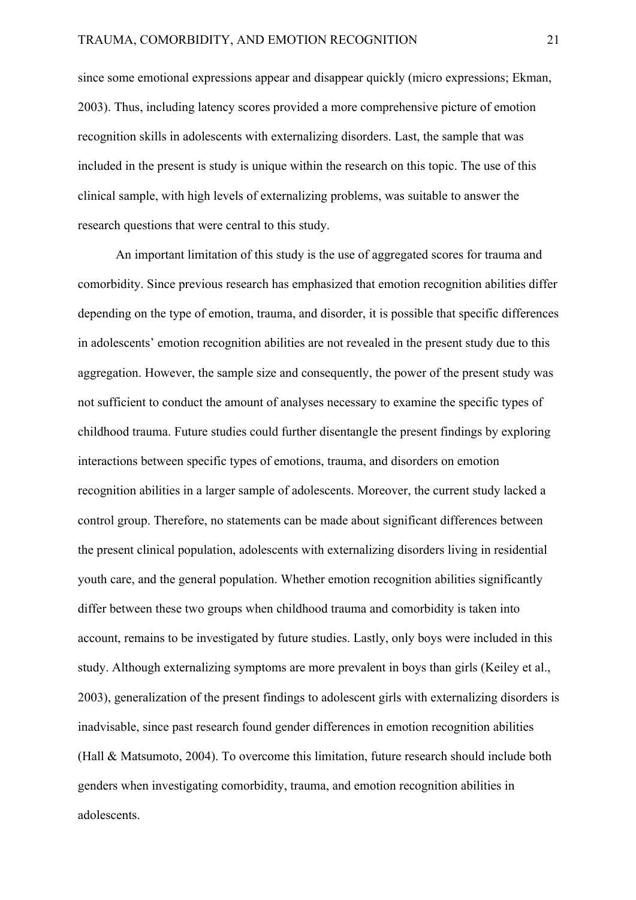since some emotional expressions appear and disappear quickly (micro expressions; Ekman, 2003). Thus, including latency scores provided a more comprehensive picture of emotion recognition skills in adolescents with externalizing disorders. Last, the sample that was included in the present is study is unique within the research on this topic. The use of this clinical sample, with high levels of externalizing problems, was suitable to answer the research questions that were central to this study.

An important limitation of this study is the use of aggregated scores for trauma and comorbidity. Since previous research has emphasized that emotion recognition abilities differ depending on the type of emotion, trauma, and disorder, it is possible that specific differences in adolescents' emotion recognition abilities are not revealed in the present study due to this aggregation. However, the sample size and consequently, the power of the present study was not sufficient to conduct the amount of analyses necessary to examine the specific types of childhood trauma. Future studies could further disentangle the present findings by exploring interactions between specific types of emotions, trauma, and disorders on emotion recognition abilities in a larger sample of adolescents. Moreover, the current study lacked a control group. Therefore, no statements can be made about significant differences between the present clinical population, adolescents with externalizing disorders living in residential youth care, and the general population. Whether emotion recognition abilities significantly differ between these two groups when childhood trauma and comorbidity is taken into account, remains to be investigated by future studies. Lastly, only boys were included in this study. Although externalizing symptoms are more prevalent in boys than girls (Keiley et al., 2003), generalization of the present findings to adolescent girls with externalizing disorders is inadvisable, since past research found gender differences in emotion recognition abilities (Hall & Matsumoto, 2004). To overcome this limitation, future research should include both genders when investigating comorbidity, trauma, and emotion recognition abilities in adolescents.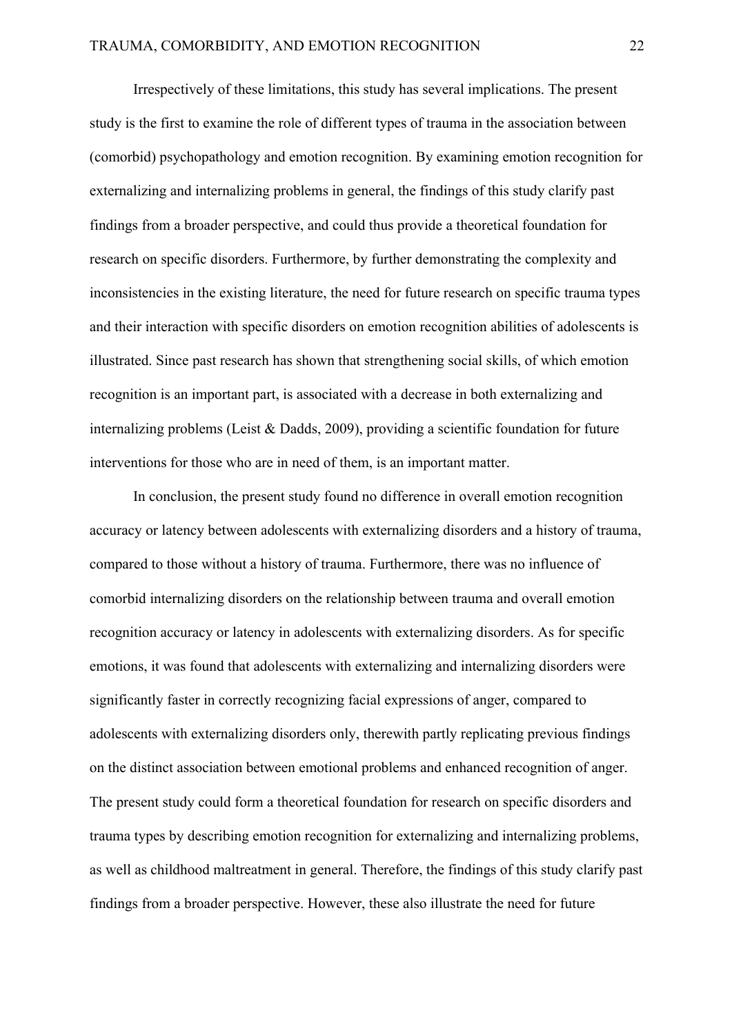Irrespectively of these limitations, this study has several implications. The present study is the first to examine the role of different types of trauma in the association between (comorbid) psychopathology and emotion recognition. By examining emotion recognition for externalizing and internalizing problems in general, the findings of this study clarify past findings from a broader perspective, and could thus provide a theoretical foundation for research on specific disorders. Furthermore, by further demonstrating the complexity and inconsistencies in the existing literature, the need for future research on specific trauma types and their interaction with specific disorders on emotion recognition abilities of adolescents is illustrated. Since past research has shown that strengthening social skills, of which emotion recognition is an important part, is associated with a decrease in both externalizing and internalizing problems (Leist & Dadds, 2009), providing a scientific foundation for future interventions for those who are in need of them, is an important matter.

In conclusion, the present study found no difference in overall emotion recognition accuracy or latency between adolescents with externalizing disorders and a history of trauma, compared to those without a history of trauma. Furthermore, there was no influence of comorbid internalizing disorders on the relationship between trauma and overall emotion recognition accuracy or latency in adolescents with externalizing disorders. As for specific emotions, it was found that adolescents with externalizing and internalizing disorders were significantly faster in correctly recognizing facial expressions of anger, compared to adolescents with externalizing disorders only, therewith partly replicating previous findings on the distinct association between emotional problems and enhanced recognition of anger. The present study could form a theoretical foundation for research on specific disorders and trauma types by describing emotion recognition for externalizing and internalizing problems, as well as childhood maltreatment in general. Therefore, the findings of this study clarify past findings from a broader perspective. However, these also illustrate the need for future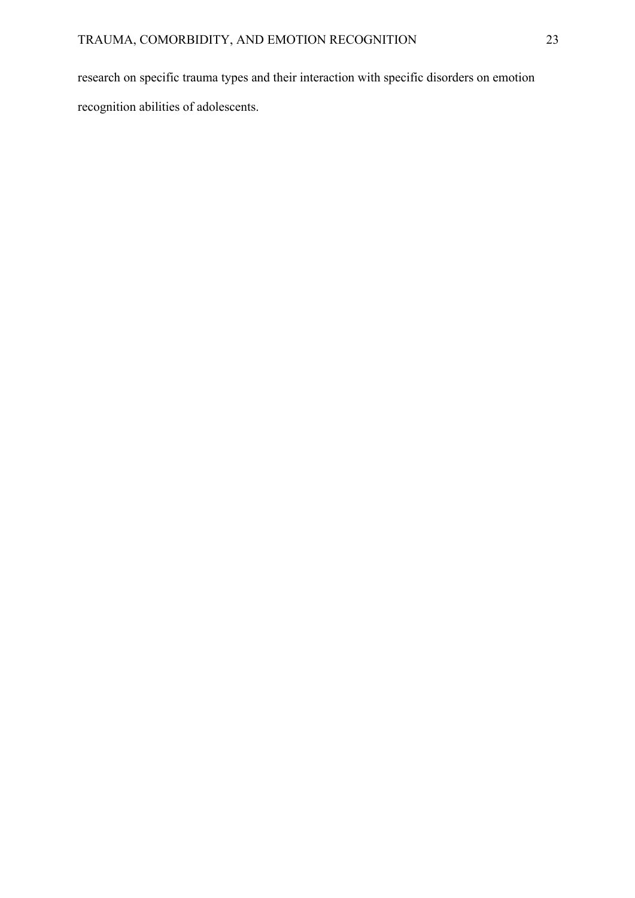research on specific trauma types and their interaction with specific disorders on emotion recognition abilities of adolescents.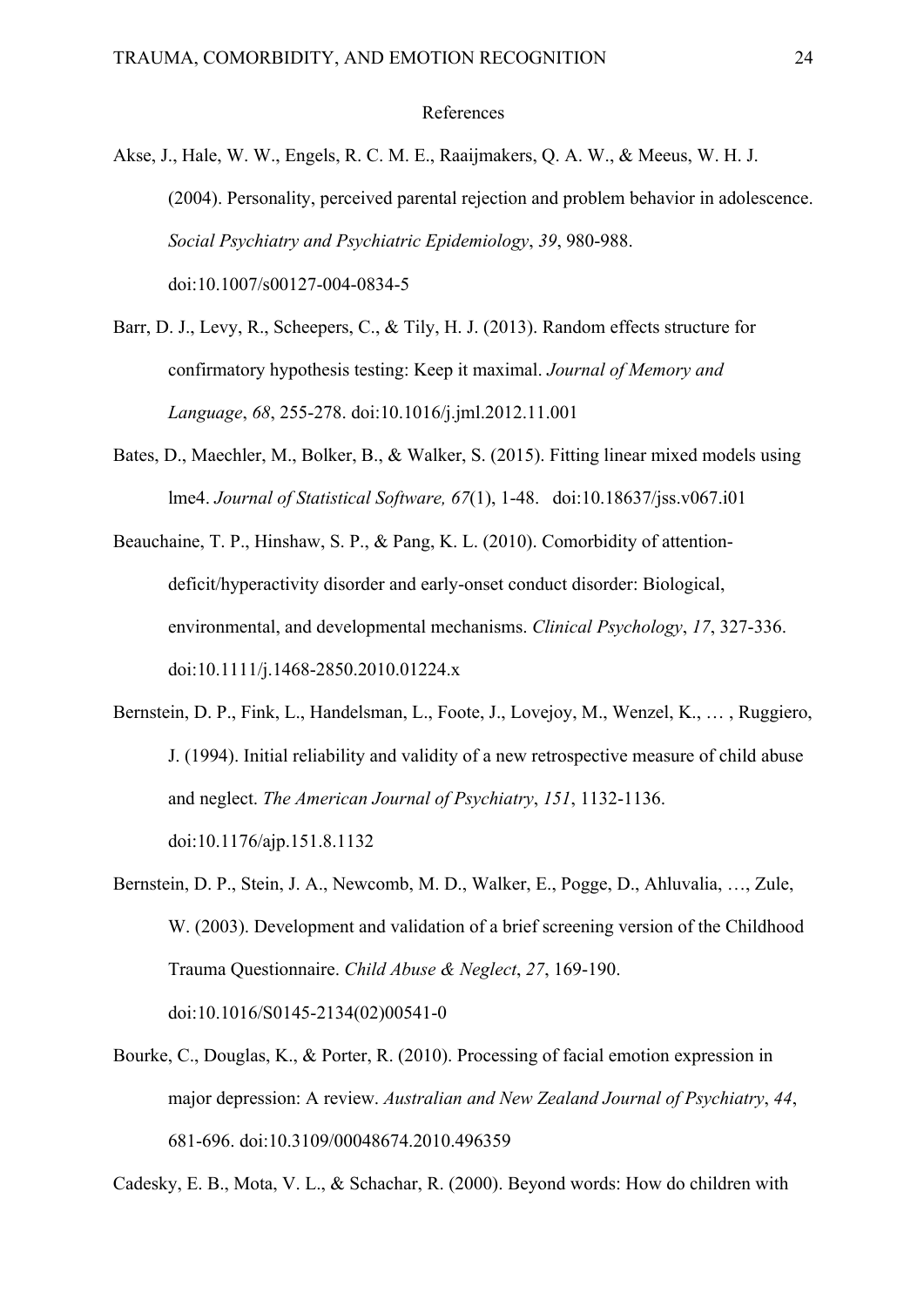References

Akse, J., Hale, W. W., Engels, R. C. M. E., Raaijmakers, Q. A. W., & Meeus, W. H. J. (2004). Personality, perceived parental rejection and problem behavior in adolescence. *Social Psychiatry and Psychiatric Epidemiology*, *39*, 980-988. doi:10.1007/s00127-004-0834-5

Barr, D. J., Levy, R., Scheepers, C., & Tily, H. J. (2013). Random effects structure for confirmatory hypothesis testing: Keep it maximal. *Journal of Memory and Language*, *68*, 255-278. doi:10.1016/j.jml.2012.11.001

Bates, D., Maechler, M., Bolker, B., & Walker, S. (2015). Fitting linear mixed models using lme4. *Journal of Statistical Software, 67*(1), 1-48. doi:10.18637/jss.v067.i01

Beauchaine, T. P., Hinshaw, S. P., & Pang, K. L. (2010). Comorbidity of attention-deficit/hyperactivity disorder and early-onset conduct disorder: Biological, environmental, and developmental mechanisms. *Clinical Psychology*, *17*, 327-336. doi:10.1111/j.1468-2850.2010.01224.x

Bernstein, D. P., Fink, L., Handelsman, L., Foote, J., Lovejoy, M., Wenzel, K., … , Ruggiero, J. (1994). Initial reliability and validity of a new retrospective measure of child abuse and neglect. *The American Journal of Psychiatry*, *151*, 1132-1136. doi:10.1176/ajp.151.8.1132

Bernstein, D. P., Stein, J. A., Newcomb, M. D., Walker, E., Pogge, D., Ahluvalia, …, Zule, W. (2003). Development and validation of a brief screening version of the Childhood Trauma Questionnaire. *Child Abuse & Neglect*, *27*, 169-190. doi:10.1016/S0145-2134(02)00541-0

Bourke, C., Douglas, K., & Porter, R. (2010). Processing of facial emotion expression in major depression: A review. *Australian and New Zealand Journal of Psychiatry*, *44*, 681-696. doi:10.3109/00048674.2010.496359

Cadesky, E. B., Mota, V. L., & Schachar, R. (2000). Beyond words: How do children with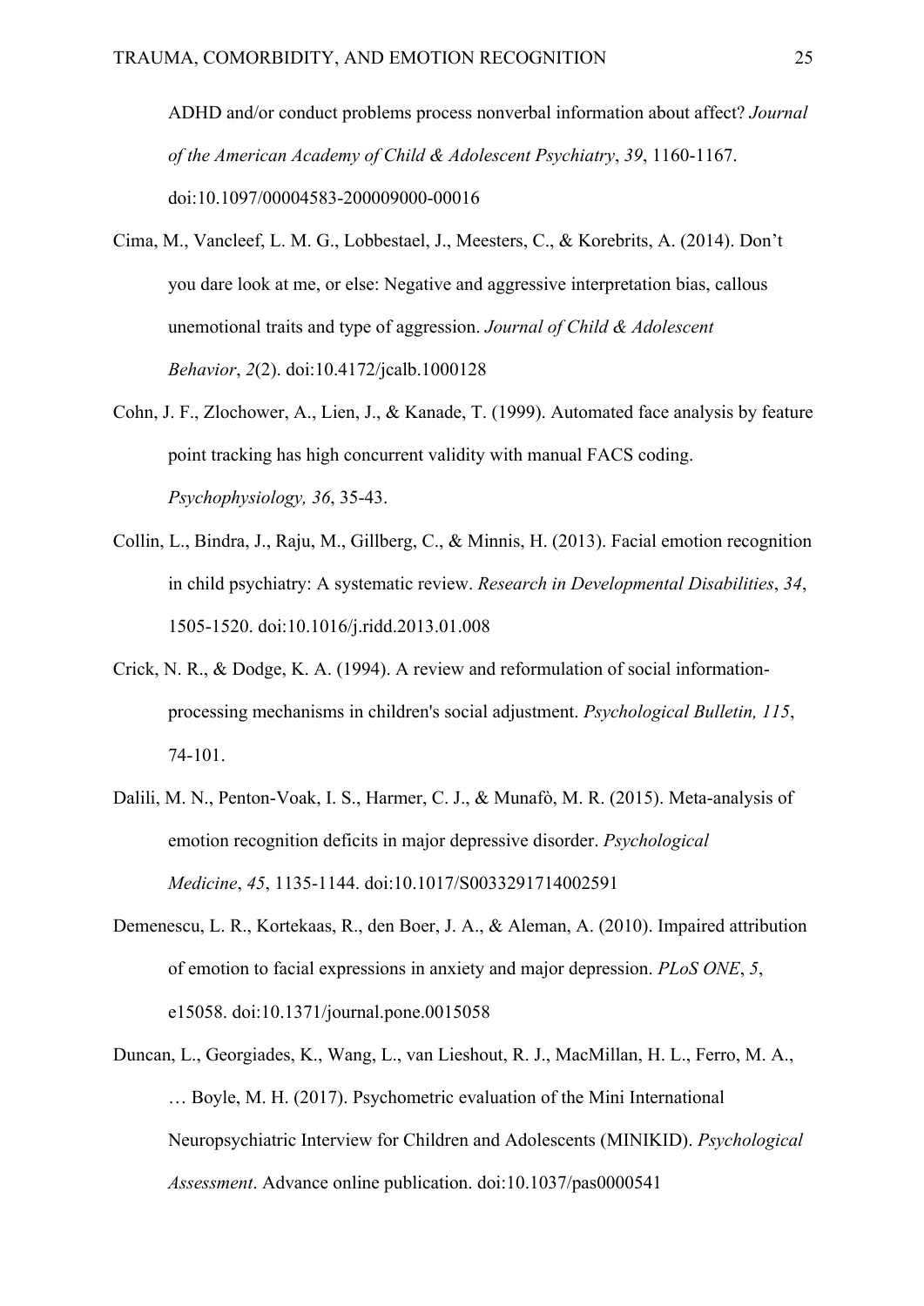ADHD and/or conduct problems process nonverbal information about affect? *Journal of the American Academy of Child & Adolescent Psychiatry*, *39*, 1160-1167. doi:10.1097/00004583-200009000-00016

Cima, M., Vancleef, L. M. G., Lobbestael, J., Meesters, C., & Korebrits, A. (2014). Don't you dare look at me, or else: Negative and aggressive interpretation bias, callous unemotional traits and type of aggression. *Journal of Child & Adolescent Behavior*, *2*(2). doi:10.4172/jcalb.1000128

Cohn, J. F., Zlochower, A., Lien, J., & Kanade, T. (1999). Automated face analysis by feature point tracking has high concurrent validity with manual FACS coding. *Psychophysiology, 36*, 35-43.

Collin, L., Bindra, J., Raju, M., Gillberg, C., & Minnis, H. (2013). Facial emotion recognition in child psychiatry: A systematic review. *Research in Developmental Disabilities*, *34*, 1505-1520. doi:10.1016/j.ridd.2013.01.008

Crick, N. R., & Dodge, K. A. (1994). A review and reformulation of social information-processing mechanisms in children's social adjustment. *Psychological Bulletin, 115*, 74-101.

Dalili, M. N., Penton-Voak, I. S., Harmer, C. J., & Munafò, M. R. (2015). Meta-analysis of emotion recognition deficits in major depressive disorder. *Psychological Medicine*, *45*, 1135-1144. doi:10.1017/S0033291714002591

Demenescu, L. R., Kortekaas, R., den Boer, J. A., & Aleman, A. (2010). Impaired attribution of emotion to facial expressions in anxiety and major depression. *PLoS ONE*, *5*, e15058. doi:10.1371/journal.pone.0015058

Duncan, L., Georgiades, K., Wang, L., van Lieshout, R. J., MacMillan, H. L., Ferro, M. A., … Boyle, M. H. (2017). Psychometric evaluation of the Mini International Neuropsychiatric Interview for Children and Adolescents (MINIKID). *Psychological Assessment*. Advance online publication. doi:10.1037/pas0000541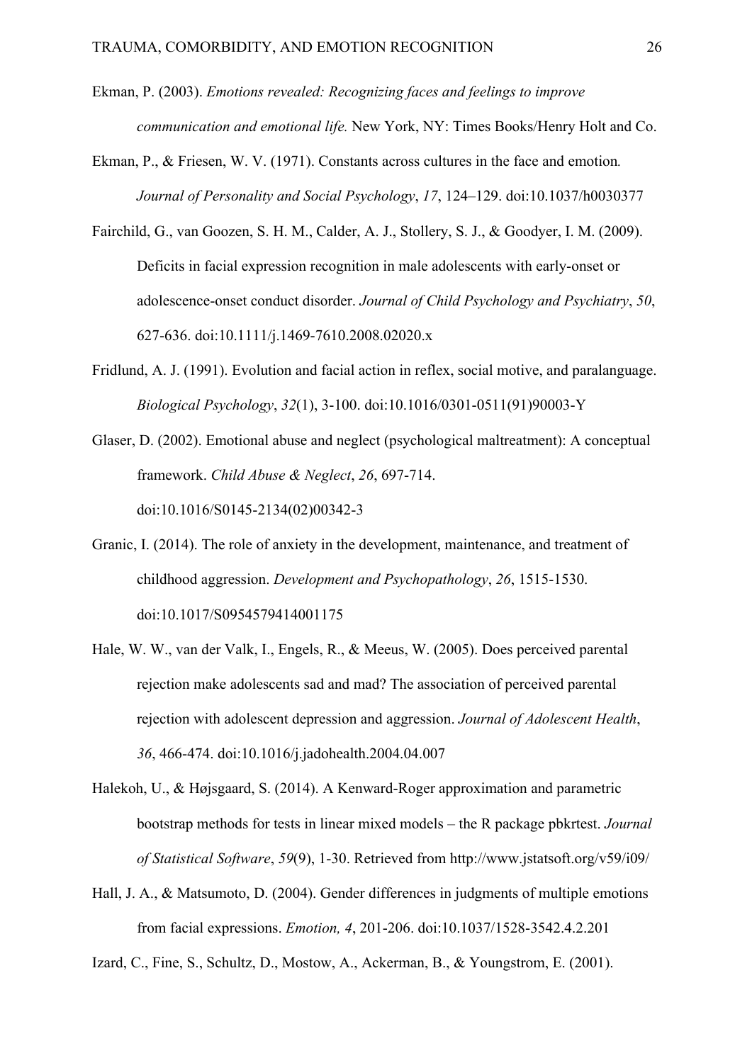Ekman, P. (2003). *Emotions revealed: Recognizing faces and feelings to improve communication and emotional life.* New York, NY: Times Books/Henry Holt and Co.

Ekman, P., & Friesen, W. V. (1971). Constants across cultures in the face and emotion. *Journal of Personality and Social Psychology*, *17*, 124–129. doi:10.1037/h0030377

Fairchild, G., van Goozen, S. H. M., Calder, A. J., Stollery, S. J., & Goodyer, I. M. (2009). Deficits in facial expression recognition in male adolescents with early-onset or adolescence-onset conduct disorder. *Journal of Child Psychology and Psychiatry*, *50*, 627-636. doi:10.1111/j.1469-7610.2008.02020.x

Fridlund, A. J. (1991). Evolution and facial action in reflex, social motive, and paralanguage. *Biological Psychology*, *32*(1), 3-100. doi:10.1016/0301-0511(91)90003-Y

Glaser, D. (2002). Emotional abuse and neglect (psychological maltreatment): A conceptual framework. *Child Abuse & Neglect*, *26*, 697-714. doi:10.1016/S0145-2134(02)00342-3

Granic, I. (2014). The role of anxiety in the development, maintenance, and treatment of childhood aggression. *Development and Psychopathology*, *26*, 1515-1530. doi:10.1017/S0954579414001175

Hale, W. W., van der Valk, I., Engels, R., & Meeus, W. (2005). Does perceived parental rejection make adolescents sad and mad? The association of perceived parental rejection with adolescent depression and aggression. *Journal of Adolescent Health*, *36*, 466-474. doi:10.1016/j.jadohealth.2004.04.007

Halekoh, U., & Højsgaard, S. (2014). A Kenward-Roger approximation and parametric bootstrap methods for tests in linear mixed models – the R package pbkrtest. *Journal of Statistical Software*, *59*(9), 1-30. Retrieved from http://www.jstatsoft.org/v59/i09/

Hall, J. A., & Matsumoto, D. (2004). Gender differences in judgments of multiple emotions from facial expressions. *Emotion, 4*, 201-206. doi:10.1037/1528-3542.4.2.201

Izard, C., Fine, S., Schultz, D., Mostow, A., Ackerman, B., & Youngstrom, E. (2001).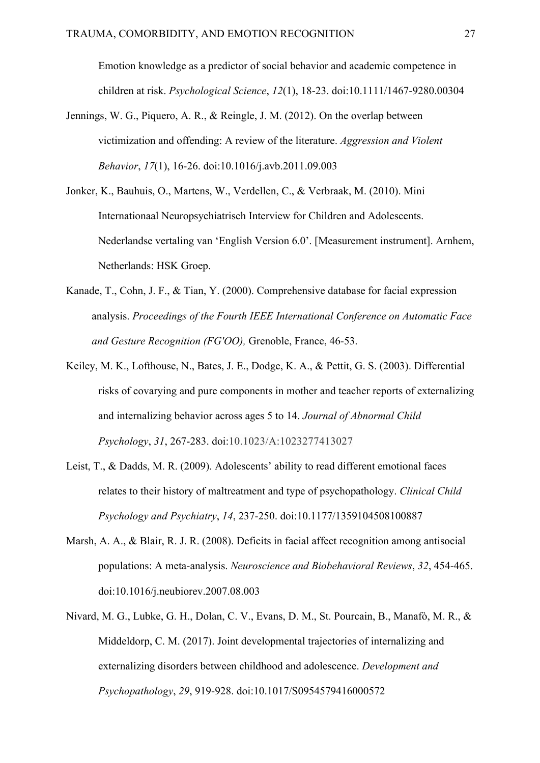Emotion knowledge as a predictor of social behavior and academic competence in children at risk. *Psychological Science*, *12*(1), 18-23. doi:10.1111/1467-9280.00304

Jennings, W. G., Piquero, A. R., & Reingle, J. M. (2012). On the overlap between victimization and offending: A review of the literature. *Aggression and Violent Behavior*, *17*(1), 16-26. doi:10.1016/j.avb.2011.09.003

Jonker, K., Bauhuis, O., Martens, W., Verdellen, C., & Verbraak, M. (2010). Mini Internationaal Neuropsychiatrisch Interview for Children and Adolescents. Nederlandse vertaling van 'English Version 6.0'. [Measurement instrument]. Arnhem, Netherlands: HSK Groep.

Kanade, T., Cohn, J. F., & Tian, Y. (2000). Comprehensive database for facial expression analysis. *Proceedings of the Fourth IEEE International Conference on Automatic Face and Gesture Recognition (FG'OO),* Grenoble, France, 46-53.

Keiley, M. K., Lofthouse, N., Bates, J. E., Dodge, K. A., & Pettit, G. S. (2003). Differential risks of covarying and pure components in mother and teacher reports of externalizing and internalizing behavior across ages 5 to 14. *Journal of Abnormal Child Psychology*, *31*, 267-283. doi:10.1023/A:1023277413027

Leist, T., & Dadds, M. R. (2009). Adolescents' ability to read different emotional faces relates to their history of maltreatment and type of psychopathology. *Clinical Child Psychology and Psychiatry*, *14*, 237-250. doi:10.1177/1359104508100887

Marsh, A. A., & Blair, R. J. R. (2008). Deficits in facial affect recognition among antisocial populations: A meta-analysis. *Neuroscience and Biobehavioral Reviews*, *32*, 454-465. doi:10.1016/j.neubiorev.2007.08.003

Nivard, M. G., Lubke, G. H., Dolan, C. V., Evans, D. M., St. Pourcain, B., Manafò, M. R., & Middeldorp, C. M. (2017). Joint developmental trajectories of internalizing and externalizing disorders between childhood and adolescence. *Development and Psychopathology*, *29*, 919-928. doi:10.1017/S0954579416000572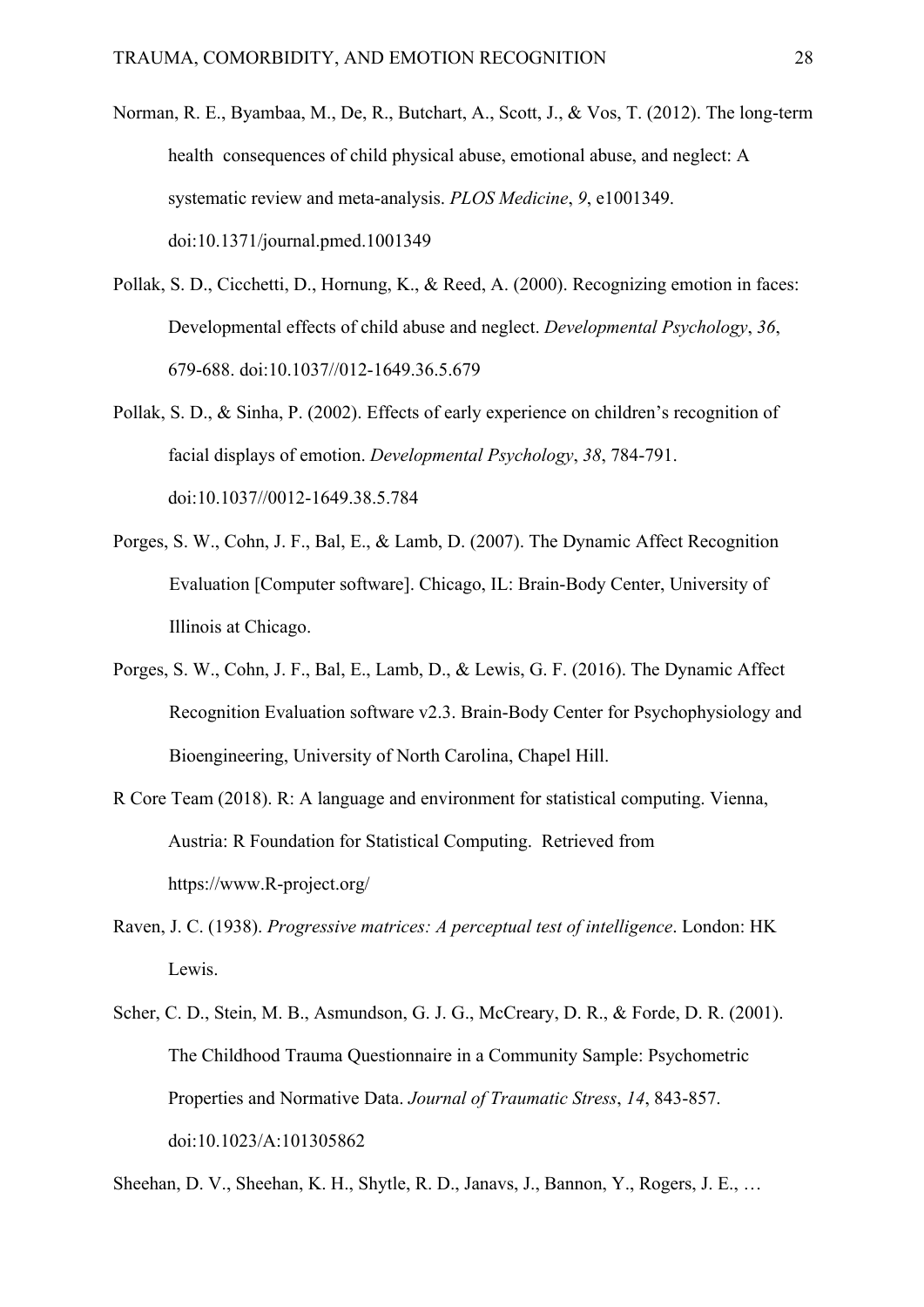Norman, R. E., Byambaa, M., De, R., Butchart, A., Scott, J., & Vos, T. (2012). The long-term health consequences of child physical abuse, emotional abuse, and neglect: A systematic review and meta-analysis. *PLOS Medicine*, *9*, e1001349. doi:10.1371/journal.pmed.1001349

Pollak, S. D., Cicchetti, D., Hornung, K., & Reed, A. (2000). Recognizing emotion in faces: Developmental effects of child abuse and neglect. *Developmental Psychology*, *36*, 679-688. doi:10.1037//012-1649.36.5.679

Pollak, S. D., & Sinha, P. (2002). Effects of early experience on children's recognition of facial displays of emotion. *Developmental Psychology*, *38*, 784-791. doi:10.1037//0012-1649.38.5.784

Porges, S. W., Cohn, J. F., Bal, E., & Lamb, D. (2007). The Dynamic Affect Recognition Evaluation [Computer software]. Chicago, IL: Brain-Body Center, University of Illinois at Chicago.

Porges, S. W., Cohn, J. F., Bal, E., Lamb, D., & Lewis, G. F. (2016). The Dynamic Affect Recognition Evaluation software v2.3. Brain-Body Center for Psychophysiology and Bioengineering, University of North Carolina, Chapel Hill.

R Core Team (2018). R: A language and environment for statistical computing. Vienna, Austria: R Foundation for Statistical Computing. Retrieved from https://www.R-project.org/

Raven, J. C. (1938). *Progressive matrices: A perceptual test of intelligence*. London: HK Lewis.

Scher, C. D., Stein, M. B., Asmundson, G. J. G., McCreary, D. R., & Forde, D. R. (2001). The Childhood Trauma Questionnaire in a Community Sample: Psychometric Properties and Normative Data. *Journal of Traumatic Stress*, *14*, 843-857. doi:10.1023/A:101305862

Sheehan, D. V., Sheehan, K. H., Shytle, R. D., Janavs, J., Bannon, Y., Rogers, J. E., …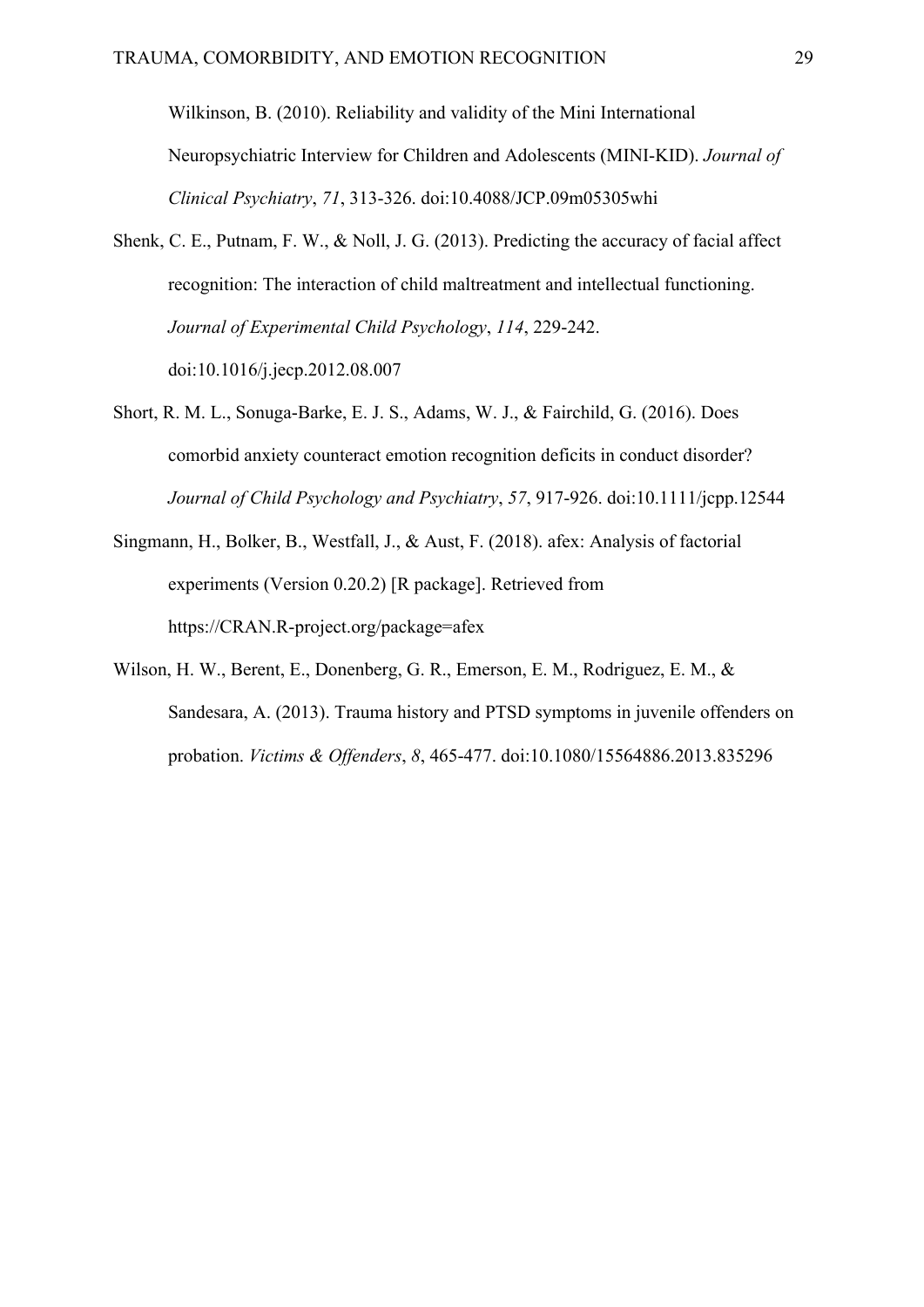Wilkinson, B. (2010). Reliability and validity of the Mini International Neuropsychiatric Interview for Children and Adolescents (MINI-KID). *Journal of Clinical Psychiatry*, *71*, 313-326. doi:10.4088/JCP.09m05305whi

Shenk, C. E., Putnam, F. W., & Noll, J. G. (2013). Predicting the accuracy of facial affect recognition: The interaction of child maltreatment and intellectual functioning. *Journal of Experimental Child Psychology*, *114*, 229-242. doi:10.1016/j.jecp.2012.08.007

Short, R. M. L., Sonuga-Barke, E. J. S., Adams, W. J., & Fairchild, G. (2016). Does comorbid anxiety counteract emotion recognition deficits in conduct disorder? *Journal of Child Psychology and Psychiatry*, *57*, 917-926. doi:10.1111/jcpp.12544

Singmann, H., Bolker, B., Westfall, J., & Aust, F. (2018). afex: Analysis of factorial experiments (Version 0.20.2) [R package]. Retrieved from https://CRAN.R-project.org/package=afex

Wilson, H. W., Berent, E., Donenberg, G. R., Emerson, E. M., Rodriguez, E. M., & Sandesara, A. (2013). Trauma history and PTSD symptoms in juvenile offenders on probation. *Victims & Offenders*, *8*, 465-477. doi:10.1080/15564886.2013.835296